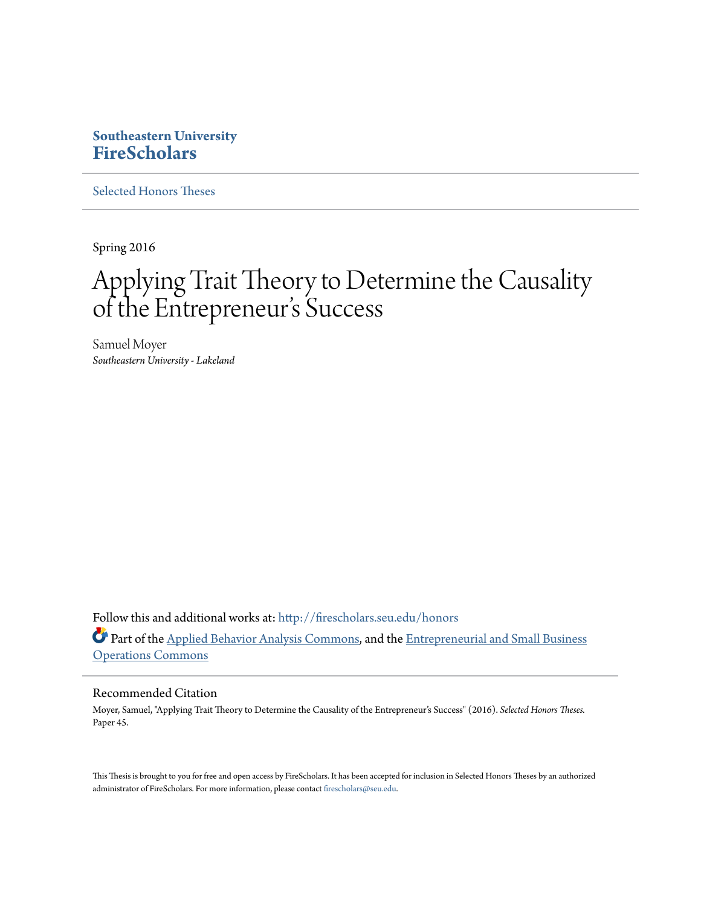Southeastern University
**FireScholars**

Selected Honors Theses

Spring 2016

# Applying Trait Theory to Determine the Causality of the Entrepreneur's Success

Samuel Moyer
*Southeastern University - Lakeland*

Follow this and additional works at: http://firescholars.seu.edu/honors

Part of the Applied Behavior Analysis Commons, and the Entrepreneurial and Small Business Operations Commons

## Recommended Citation

Moyer, Samuel, "Applying Trait Theory to Determine the Causality of the Entrepreneur's Success" (2016). *Selected Honors Theses.* Paper 45.

This Thesis is brought to you for free and open access by FireScholars. It has been accepted for inclusion in Selected Honors Theses by an authorized administrator of FireScholars. For more information, please contact firescholars@seu.edu.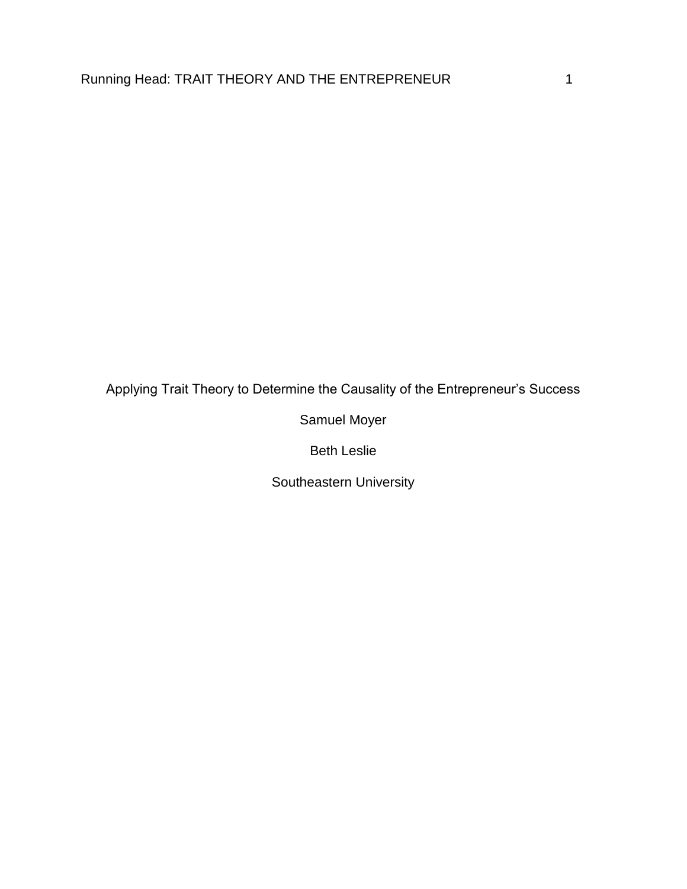Applying Trait Theory to Determine the Causality of the Entrepreneur's Success

Samuel Moyer

Beth Leslie

Southeastern University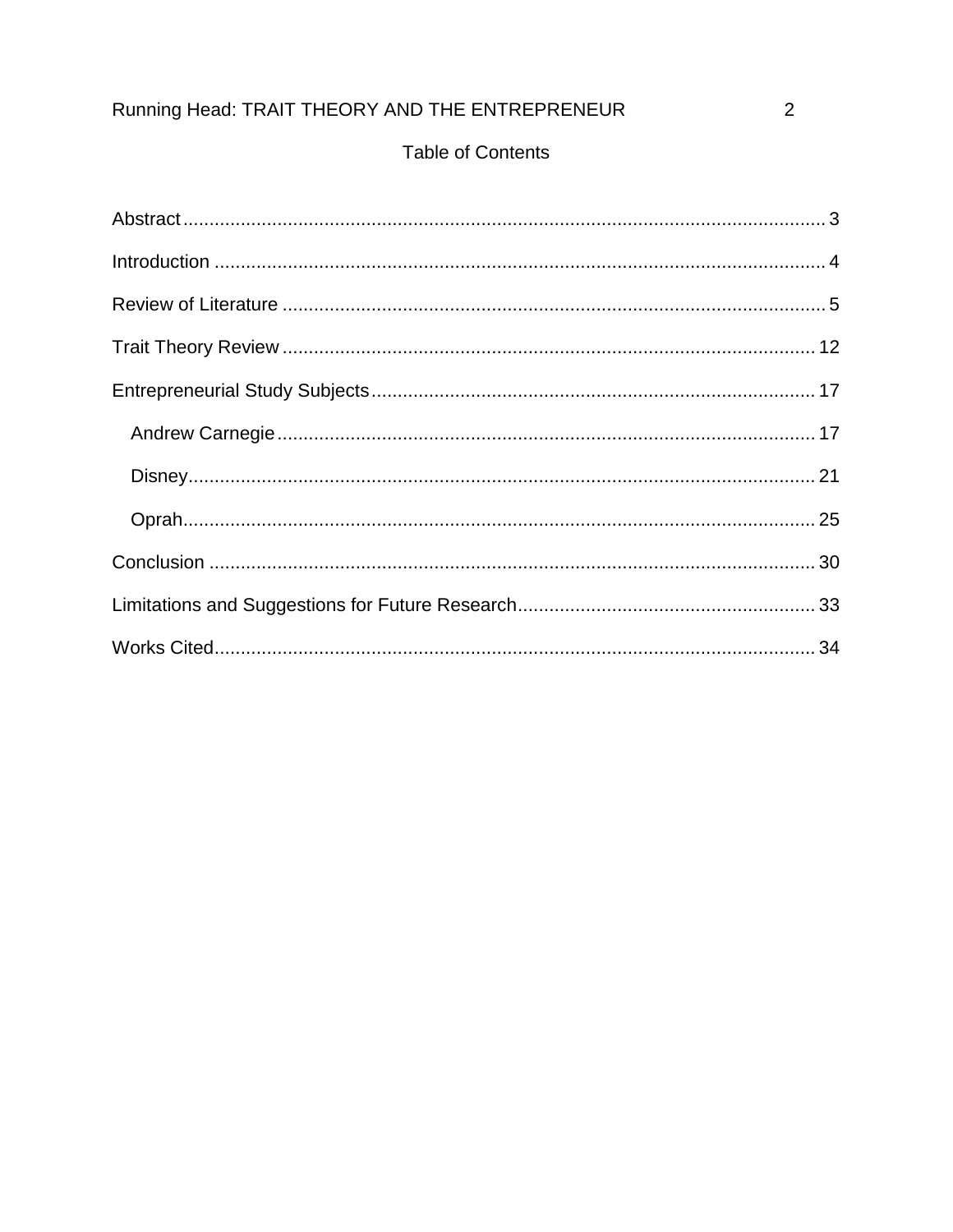# Table of Contents

Abstract ........................................................................................................................ 3

Introduction .................................................................................................................. 4

Review of Literature ..................................................................................................... 5

Trait Theory Review .................................................................................................... 12

Entrepreneurial Study Subjects ................................................................................... 17

- Andrew Carnegie ..................................................................................................... 17
- Disney ...................................................................................................................... 21
- Oprah ....................................................................................................................... 25

Conclusion .................................................................................................................. 30

Limitations and Suggestions for Future Research ....................................................... 33

Works Cited ................................................................................................................. 34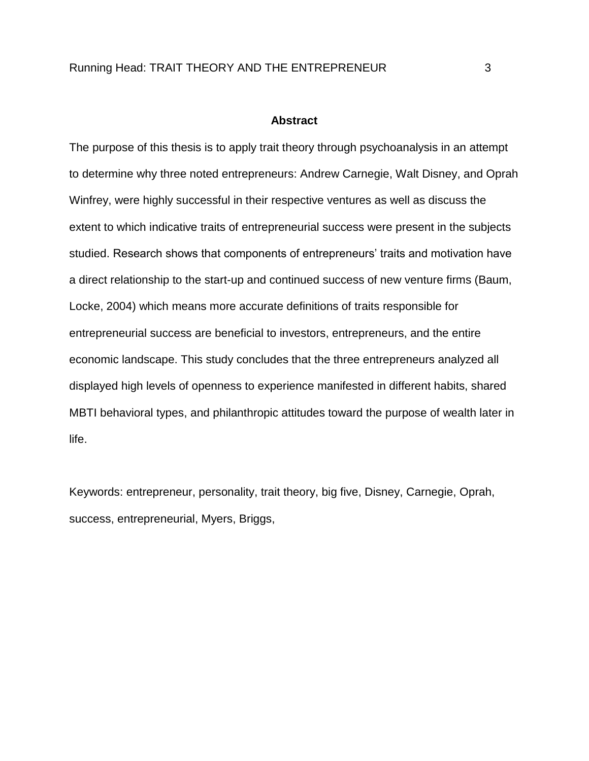# Abstract

The purpose of this thesis is to apply trait theory through psychoanalysis in an attempt to determine why three noted entrepreneurs: Andrew Carnegie, Walt Disney, and Oprah Winfrey, were highly successful in their respective ventures as well as discuss the extent to which indicative traits of entrepreneurial success were present in the subjects studied. Research shows that components of entrepreneurs' traits and motivation have a direct relationship to the start-up and continued success of new venture firms (Baum, Locke, 2004) which means more accurate definitions of traits responsible for entrepreneurial success are beneficial to investors, entrepreneurs, and the entire economic landscape. This study concludes that the three entrepreneurs analyzed all displayed high levels of openness to experience manifested in different habits, shared MBTI behavioral types, and philanthropic attitudes toward the purpose of wealth later in life.

Keywords: entrepreneur, personality, trait theory, big five, Disney, Carnegie, Oprah, success, entrepreneurial, Myers, Briggs,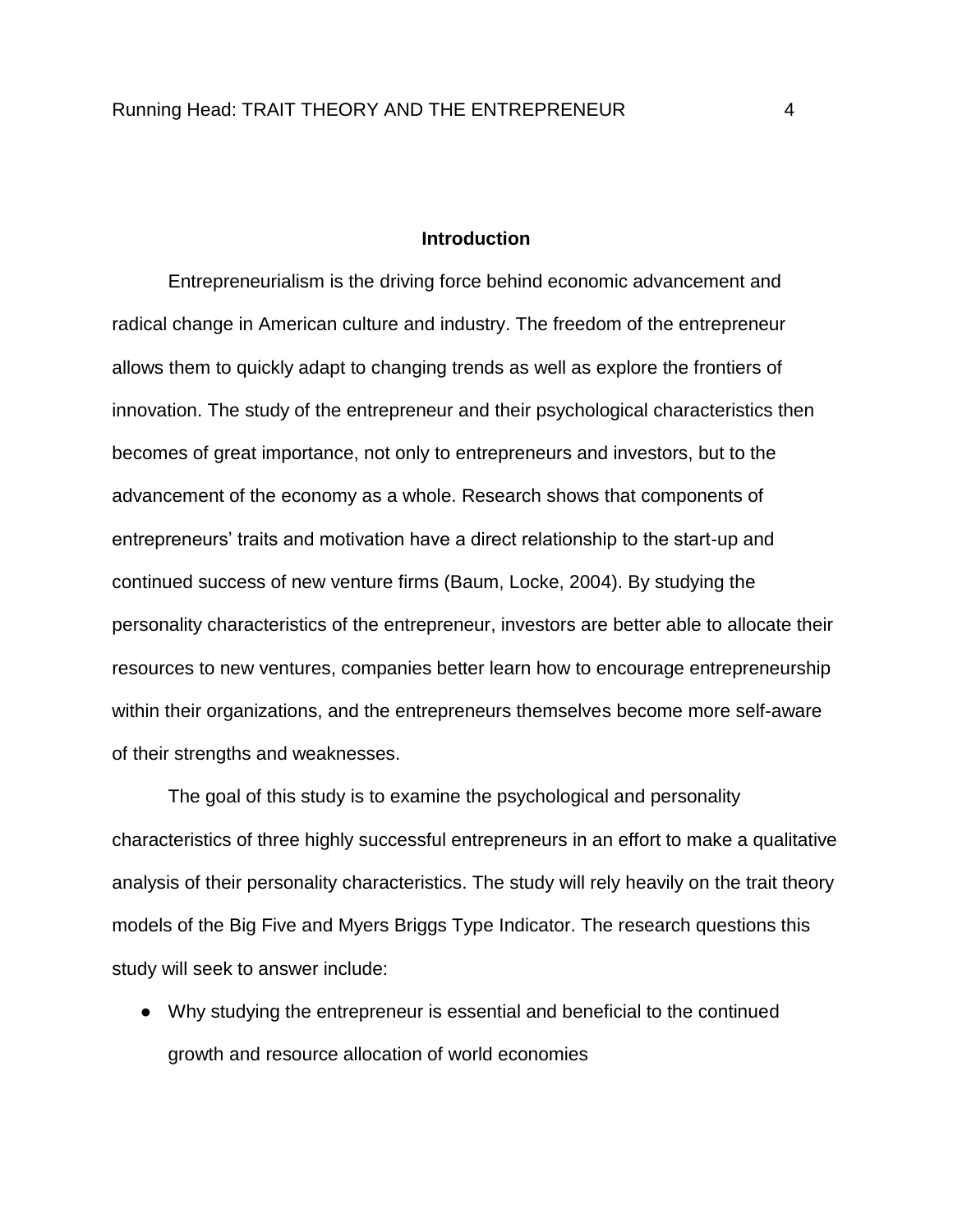## Introduction

Entrepreneurialism is the driving force behind economic advancement and radical change in American culture and industry. The freedom of the entrepreneur allows them to quickly adapt to changing trends as well as explore the frontiers of innovation. The study of the entrepreneur and their psychological characteristics then becomes of great importance, not only to entrepreneurs and investors, but to the advancement of the economy as a whole. Research shows that components of entrepreneurs' traits and motivation have a direct relationship to the start-up and continued success of new venture firms (Baum, Locke, 2004). By studying the personality characteristics of the entrepreneur, investors are better able to allocate their resources to new ventures, companies better learn how to encourage entrepreneurship within their organizations, and the entrepreneurs themselves become more self-aware of their strengths and weaknesses.

The goal of this study is to examine the psychological and personality characteristics of three highly successful entrepreneurs in an effort to make a qualitative analysis of their personality characteristics. The study will rely heavily on the trait theory models of the Big Five and Myers Briggs Type Indicator. The research questions this study will seek to answer include:

- Why studying the entrepreneur is essential and beneficial to the continued growth and resource allocation of world economies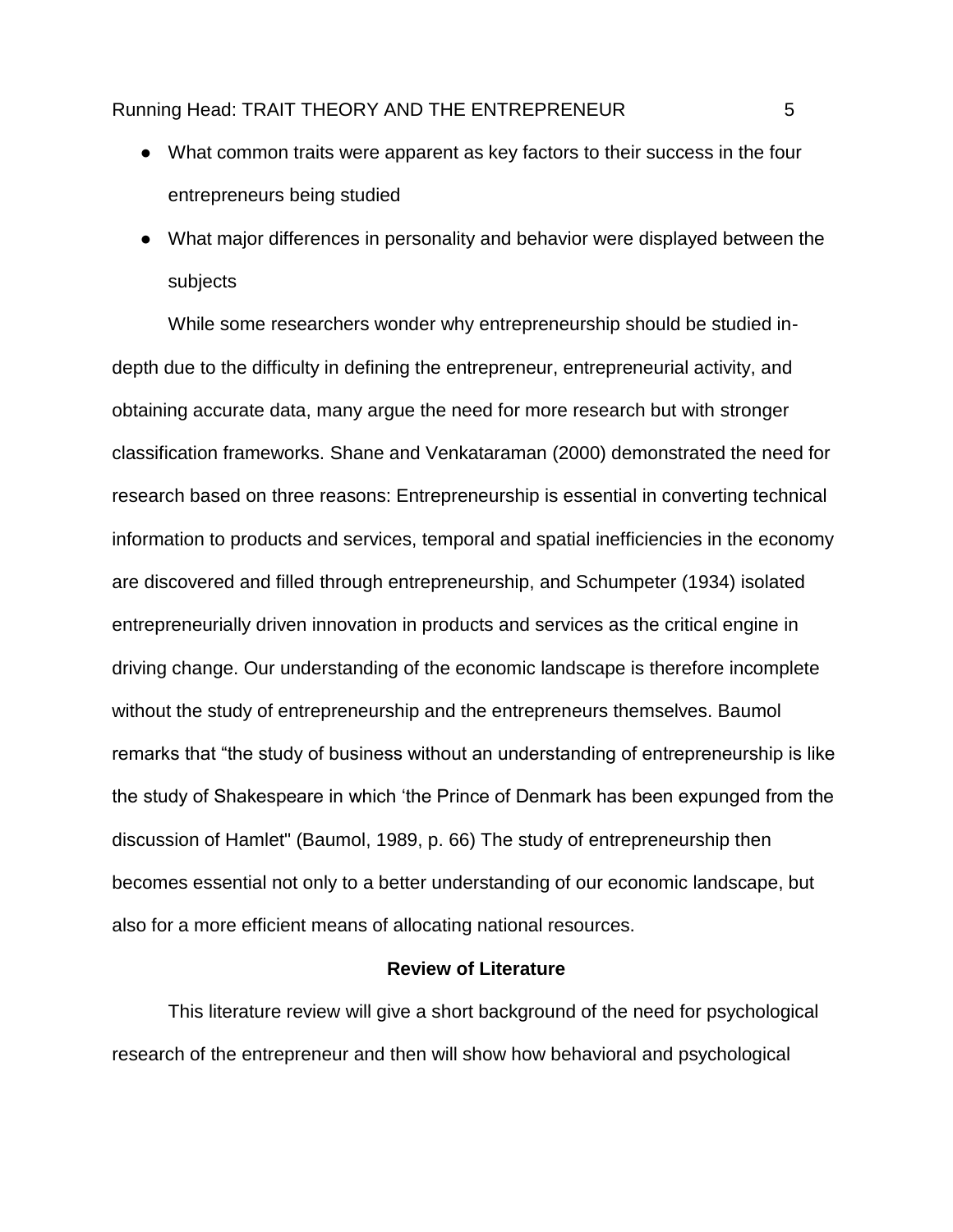- What common traits were apparent as key factors to their success in the four entrepreneurs being studied
- What major differences in personality and behavior were displayed between the subjects

While some researchers wonder why entrepreneurship should be studied in-depth due to the difficulty in defining the entrepreneur, entrepreneurial activity, and obtaining accurate data, many argue the need for more research but with stronger classification frameworks. Shane and Venkataraman (2000) demonstrated the need for research based on three reasons: Entrepreneurship is essential in converting technical information to products and services, temporal and spatial inefficiencies in the economy are discovered and filled through entrepreneurship, and Schumpeter (1934) isolated entrepreneurially driven innovation in products and services as the critical engine in driving change. Our understanding of the economic landscape is therefore incomplete without the study of entrepreneurship and the entrepreneurs themselves. Baumol remarks that “the study of business without an understanding of entrepreneurship is like the study of Shakespeare in which ‘the Prince of Denmark has been expunged from the discussion of Hamlet" (Baumol, 1989, p. 66) The study of entrepreneurship then becomes essential not only to a better understanding of our economic landscape, but also for a more efficient means of allocating national resources.

## Review of Literature

This literature review will give a short background of the need for psychological research of the entrepreneur and then will show how behavioral and psychological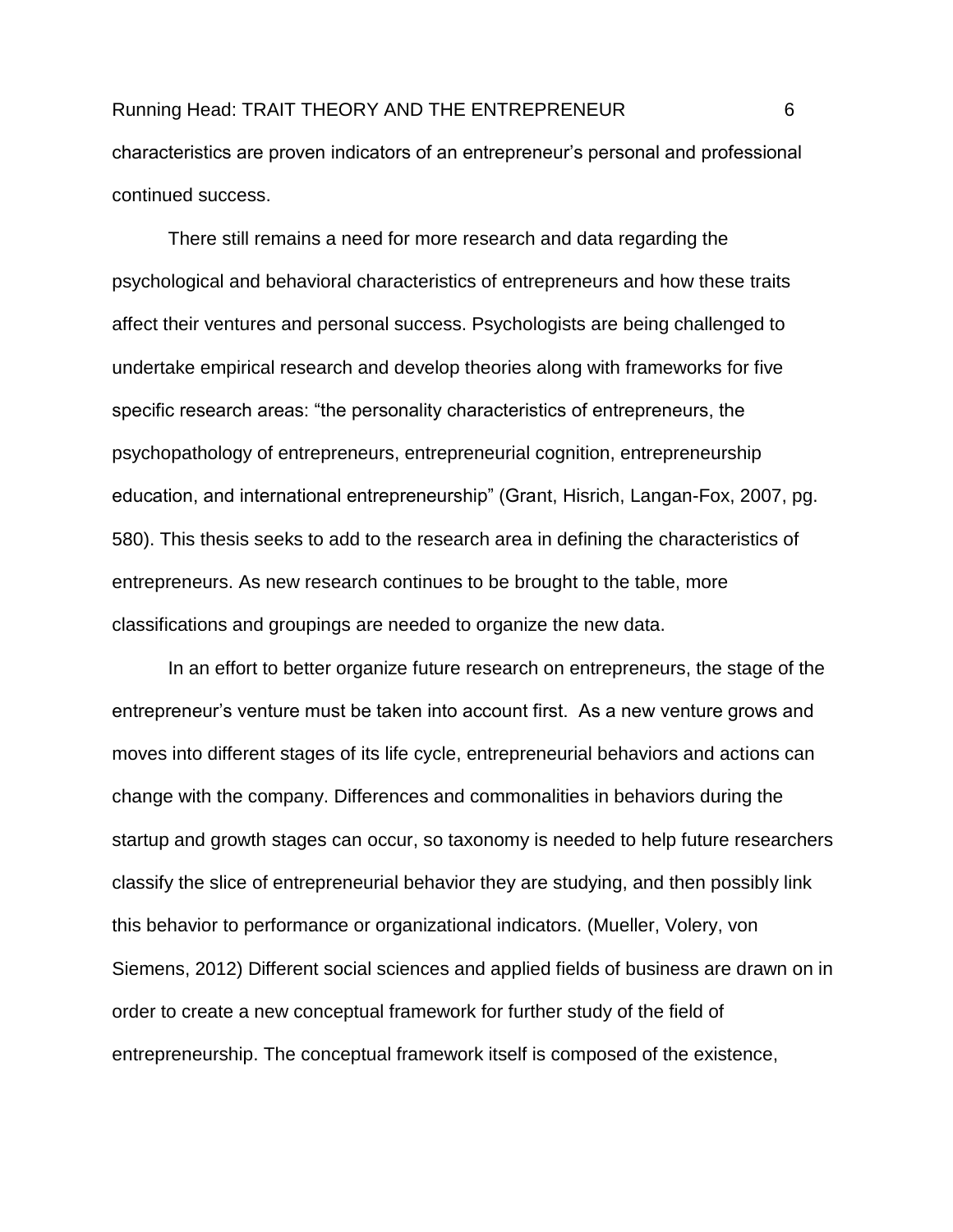characteristics are proven indicators of an entrepreneur's personal and professional continued success.

There still remains a need for more research and data regarding the psychological and behavioral characteristics of entrepreneurs and how these traits affect their ventures and personal success. Psychologists are being challenged to undertake empirical research and develop theories along with frameworks for five specific research areas: "the personality characteristics of entrepreneurs, the psychopathology of entrepreneurs, entrepreneurial cognition, entrepreneurship education, and international entrepreneurship" (Grant, Hisrich, Langan-Fox, 2007, pg. 580). This thesis seeks to add to the research area in defining the characteristics of entrepreneurs. As new research continues to be brought to the table, more classifications and groupings are needed to organize the new data.

In an effort to better organize future research on entrepreneurs, the stage of the entrepreneur's venture must be taken into account first. As a new venture grows and moves into different stages of its life cycle, entrepreneurial behaviors and actions can change with the company. Differences and commonalities in behaviors during the startup and growth stages can occur, so taxonomy is needed to help future researchers classify the slice of entrepreneurial behavior they are studying, and then possibly link this behavior to performance or organizational indicators. (Mueller, Volery, von Siemens, 2012) Different social sciences and applied fields of business are drawn on in order to create a new conceptual framework for further study of the field of entrepreneurship. The conceptual framework itself is composed of the existence,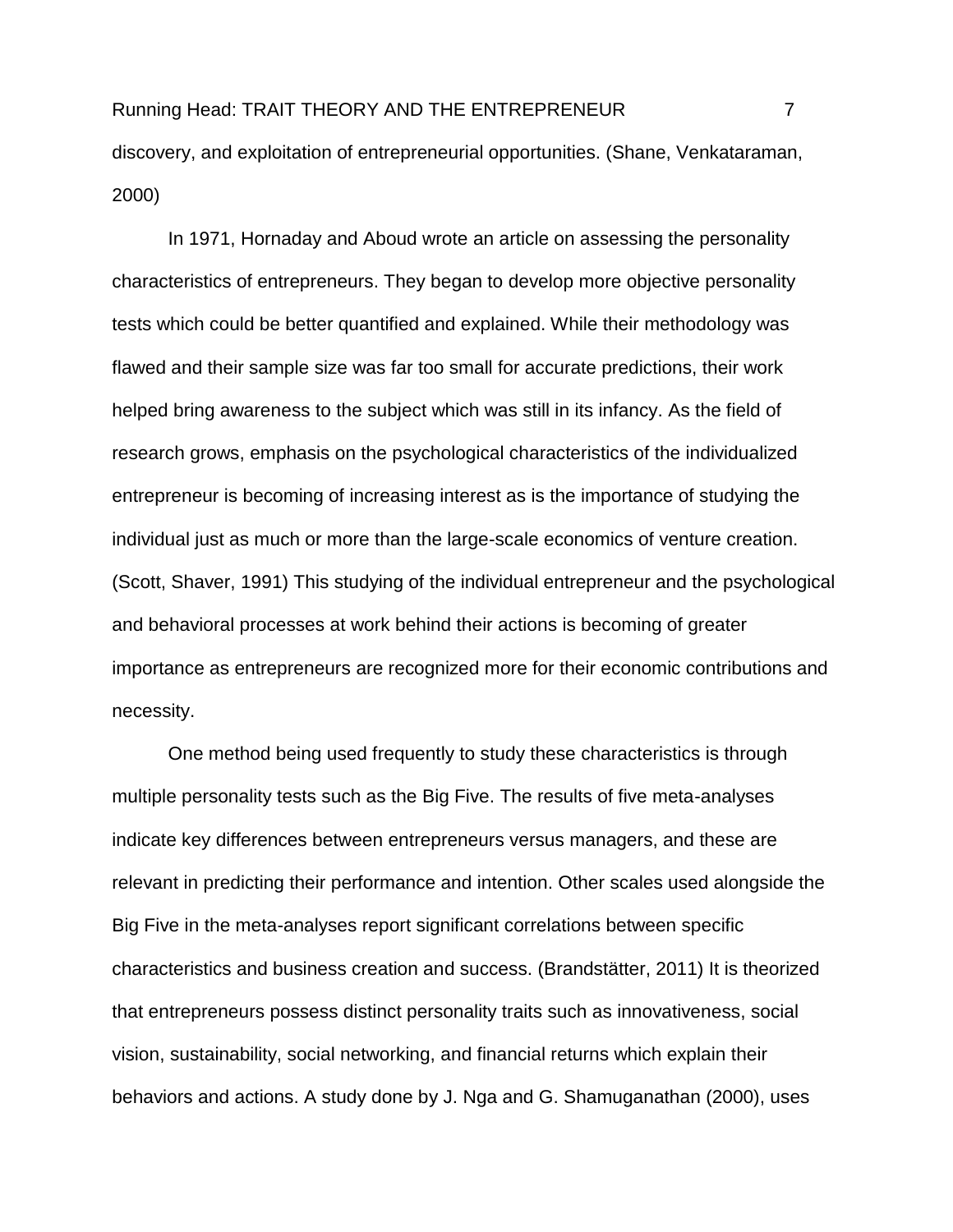discovery, and exploitation of entrepreneurial opportunities. (Shane, Venkataraman, 2000)

In 1971, Hornaday and Aboud wrote an article on assessing the personality characteristics of entrepreneurs. They began to develop more objective personality tests which could be better quantified and explained. While their methodology was flawed and their sample size was far too small for accurate predictions, their work helped bring awareness to the subject which was still in its infancy. As the field of research grows, emphasis on the psychological characteristics of the individualized entrepreneur is becoming of increasing interest as is the importance of studying the individual just as much or more than the large-scale economics of venture creation. (Scott, Shaver, 1991) This studying of the individual entrepreneur and the psychological and behavioral processes at work behind their actions is becoming of greater importance as entrepreneurs are recognized more for their economic contributions and necessity.

One method being used frequently to study these characteristics is through multiple personality tests such as the Big Five. The results of five meta-analyses indicate key differences between entrepreneurs versus managers, and these are relevant in predicting their performance and intention. Other scales used alongside the Big Five in the meta-analyses report significant correlations between specific characteristics and business creation and success. (Brandstätter, 2011) It is theorized that entrepreneurs possess distinct personality traits such as innovativeness, social vision, sustainability, social networking, and financial returns which explain their behaviors and actions. A study done by J. Nga and G. Shamuganathan (2000), uses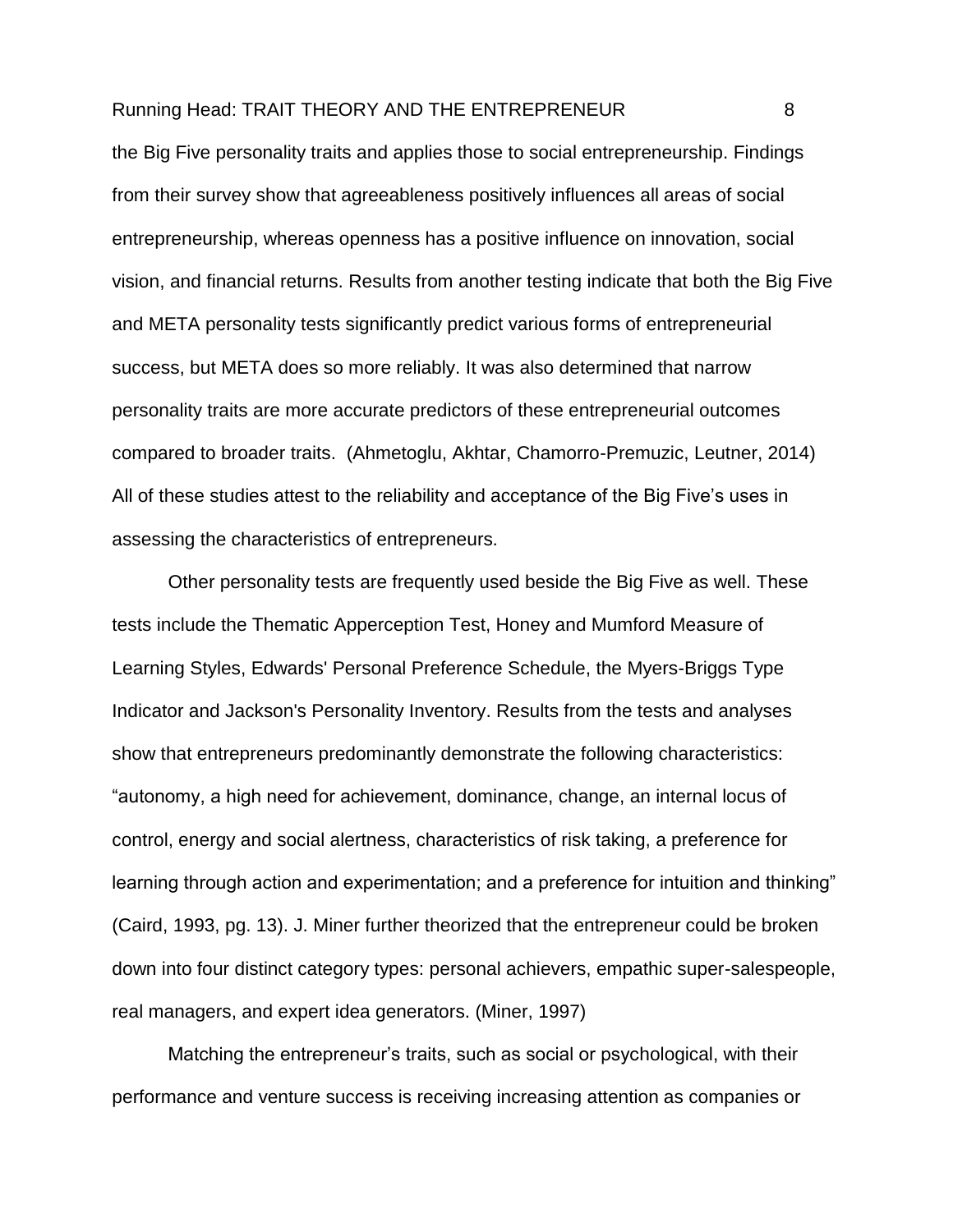the Big Five personality traits and applies those to social entrepreneurship. Findings from their survey show that agreeableness positively influences all areas of social entrepreneurship, whereas openness has a positive influence on innovation, social vision, and financial returns. Results from another testing indicate that both the Big Five and META personality tests significantly predict various forms of entrepreneurial success, but META does so more reliably. It was also determined that narrow personality traits are more accurate predictors of these entrepreneurial outcomes compared to broader traits. (Ahmetoglu, Akhtar, Chamorro-Premuzic, Leutner, 2014) All of these studies attest to the reliability and acceptance of the Big Five's uses in assessing the characteristics of entrepreneurs.

Other personality tests are frequently used beside the Big Five as well. These tests include the Thematic Apperception Test, Honey and Mumford Measure of Learning Styles, Edwards' Personal Preference Schedule, the Myers-Briggs Type Indicator and Jackson's Personality Inventory. Results from the tests and analyses show that entrepreneurs predominantly demonstrate the following characteristics: "autonomy, a high need for achievement, dominance, change, an internal locus of control, energy and social alertness, characteristics of risk taking, a preference for learning through action and experimentation; and a preference for intuition and thinking" (Caird, 1993, pg. 13). J. Miner further theorized that the entrepreneur could be broken down into four distinct category types: personal achievers, empathic super-salespeople, real managers, and expert idea generators. (Miner, 1997)

Matching the entrepreneur's traits, such as social or psychological, with their performance and venture success is receiving increasing attention as companies or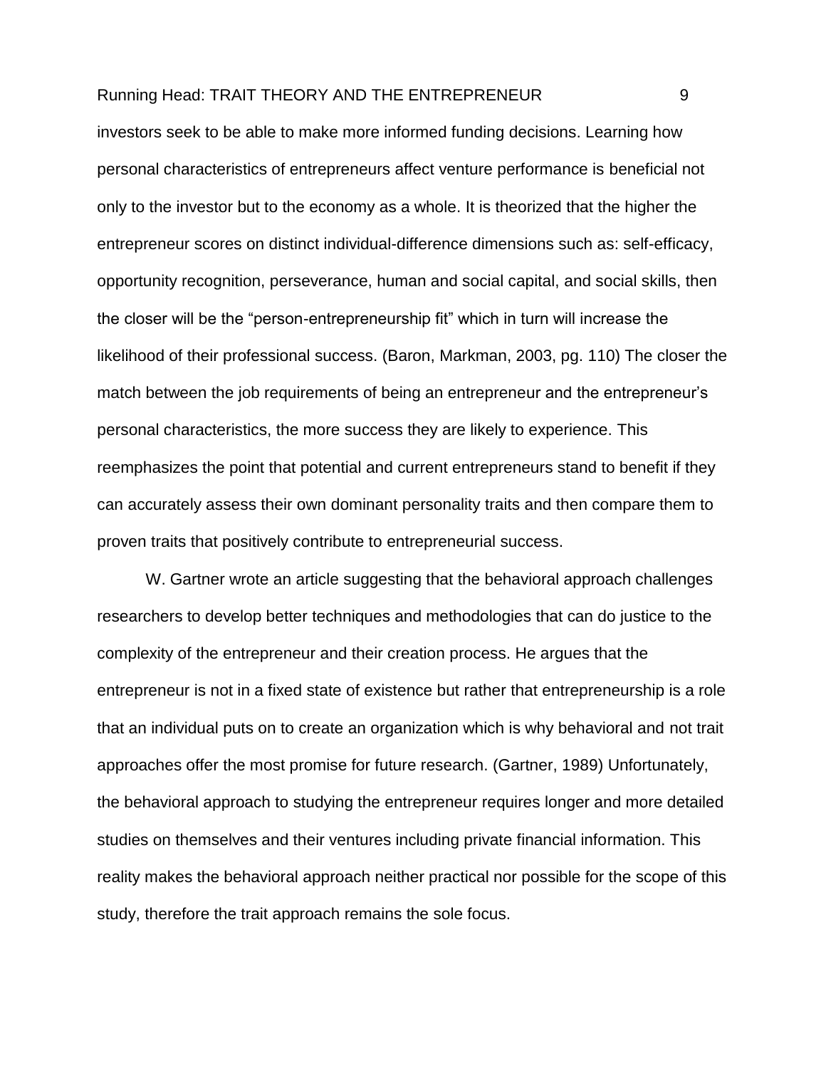investors seek to be able to make more informed funding decisions. Learning how personal characteristics of entrepreneurs affect venture performance is beneficial not only to the investor but to the economy as a whole. It is theorized that the higher the entrepreneur scores on distinct individual-difference dimensions such as: self-efficacy, opportunity recognition, perseverance, human and social capital, and social skills, then the closer will be the "person-entrepreneurship fit" which in turn will increase the likelihood of their professional success. (Baron, Markman, 2003, pg. 110) The closer the match between the job requirements of being an entrepreneur and the entrepreneur's personal characteristics, the more success they are likely to experience. This reemphasizes the point that potential and current entrepreneurs stand to benefit if they can accurately assess their own dominant personality traits and then compare them to proven traits that positively contribute to entrepreneurial success.

W. Gartner wrote an article suggesting that the behavioral approach challenges researchers to develop better techniques and methodologies that can do justice to the complexity of the entrepreneur and their creation process. He argues that the entrepreneur is not in a fixed state of existence but rather that entrepreneurship is a role that an individual puts on to create an organization which is why behavioral and not trait approaches offer the most promise for future research. (Gartner, 1989) Unfortunately, the behavioral approach to studying the entrepreneur requires longer and more detailed studies on themselves and their ventures including private financial information. This reality makes the behavioral approach neither practical nor possible for the scope of this study, therefore the trait approach remains the sole focus.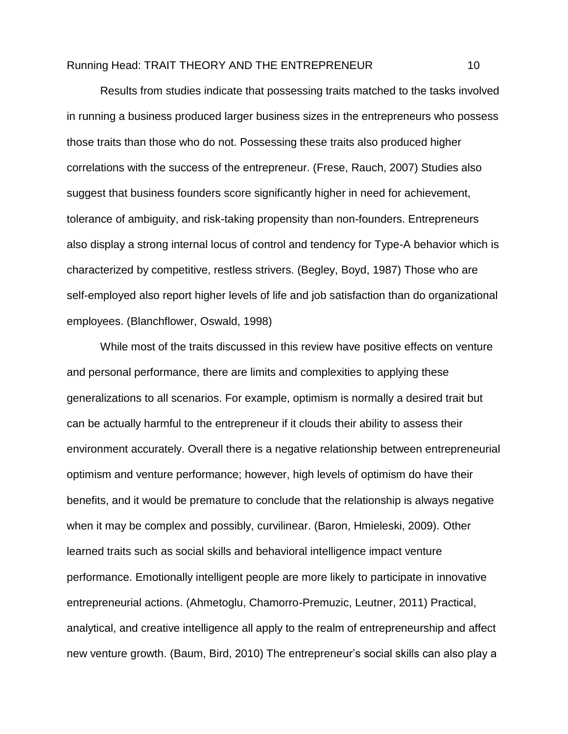Results from studies indicate that possessing traits matched to the tasks involved in running a business produced larger business sizes in the entrepreneurs who possess those traits than those who do not. Possessing these traits also produced higher correlations with the success of the entrepreneur. (Frese, Rauch, 2007) Studies also suggest that business founders score significantly higher in need for achievement, tolerance of ambiguity, and risk-taking propensity than non-founders. Entrepreneurs also display a strong internal locus of control and tendency for Type-A behavior which is characterized by competitive, restless strivers. (Begley, Boyd, 1987) Those who are self-employed also report higher levels of life and job satisfaction than do organizational employees. (Blanchflower, Oswald, 1998)

While most of the traits discussed in this review have positive effects on venture and personal performance, there are limits and complexities to applying these generalizations to all scenarios. For example, optimism is normally a desired trait but can be actually harmful to the entrepreneur if it clouds their ability to assess their environment accurately. Overall there is a negative relationship between entrepreneurial optimism and venture performance; however, high levels of optimism do have their benefits, and it would be premature to conclude that the relationship is always negative when it may be complex and possibly, curvilinear. (Baron, Hmieleski, 2009). Other learned traits such as social skills and behavioral intelligence impact venture performance. Emotionally intelligent people are more likely to participate in innovative entrepreneurial actions. (Ahmetoglu, Chamorro-Premuzic, Leutner, 2011) Practical, analytical, and creative intelligence all apply to the realm of entrepreneurship and affect new venture growth. (Baum, Bird, 2010) The entrepreneur's social skills can also play a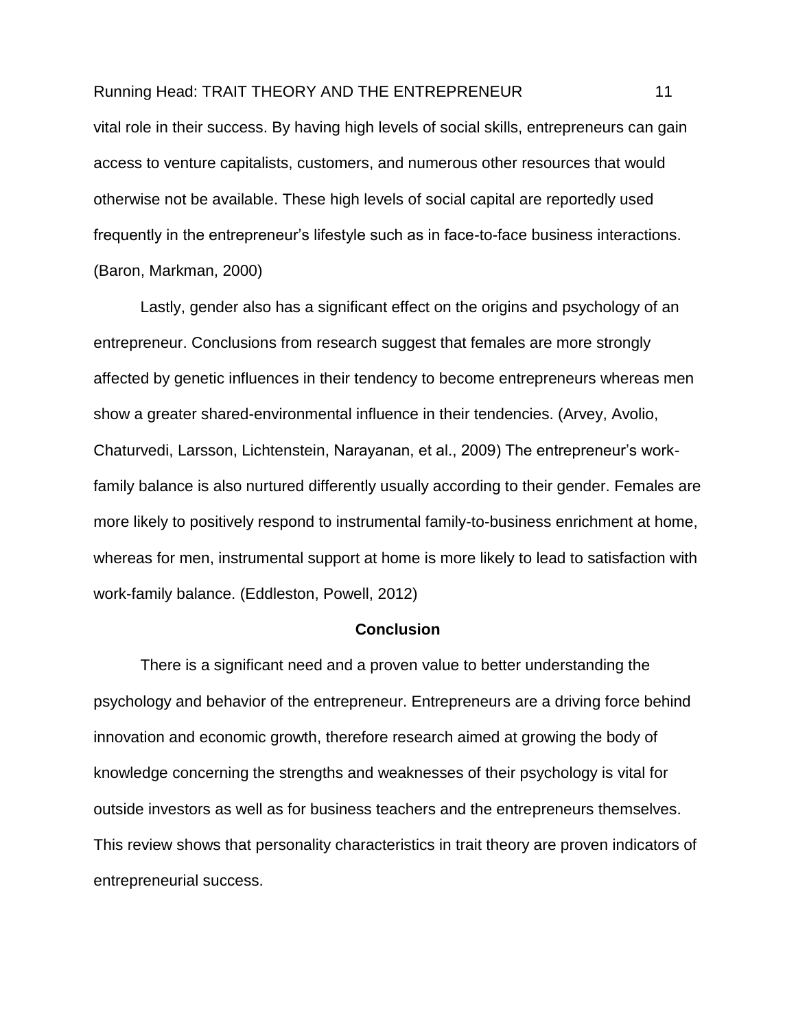vital role in their success. By having high levels of social skills, entrepreneurs can gain access to venture capitalists, customers, and numerous other resources that would otherwise not be available. These high levels of social capital are reportedly used frequently in the entrepreneur's lifestyle such as in face-to-face business interactions. (Baron, Markman, 2000)

Lastly, gender also has a significant effect on the origins and psychology of an entrepreneur. Conclusions from research suggest that females are more strongly affected by genetic influences in their tendency to become entrepreneurs whereas men show a greater shared-environmental influence in their tendencies. (Arvey, Avolio, Chaturvedi, Larsson, Lichtenstein, Narayanan, et al., 2009) The entrepreneur's work-family balance is also nurtured differently usually according to their gender. Females are more likely to positively respond to instrumental family-to-business enrichment at home, whereas for men, instrumental support at home is more likely to lead to satisfaction with work-family balance. (Eddleston, Powell, 2012)

## Conclusion

There is a significant need and a proven value to better understanding the psychology and behavior of the entrepreneur. Entrepreneurs are a driving force behind innovation and economic growth, therefore research aimed at growing the body of knowledge concerning the strengths and weaknesses of their psychology is vital for outside investors as well as for business teachers and the entrepreneurs themselves. This review shows that personality characteristics in trait theory are proven indicators of entrepreneurial success.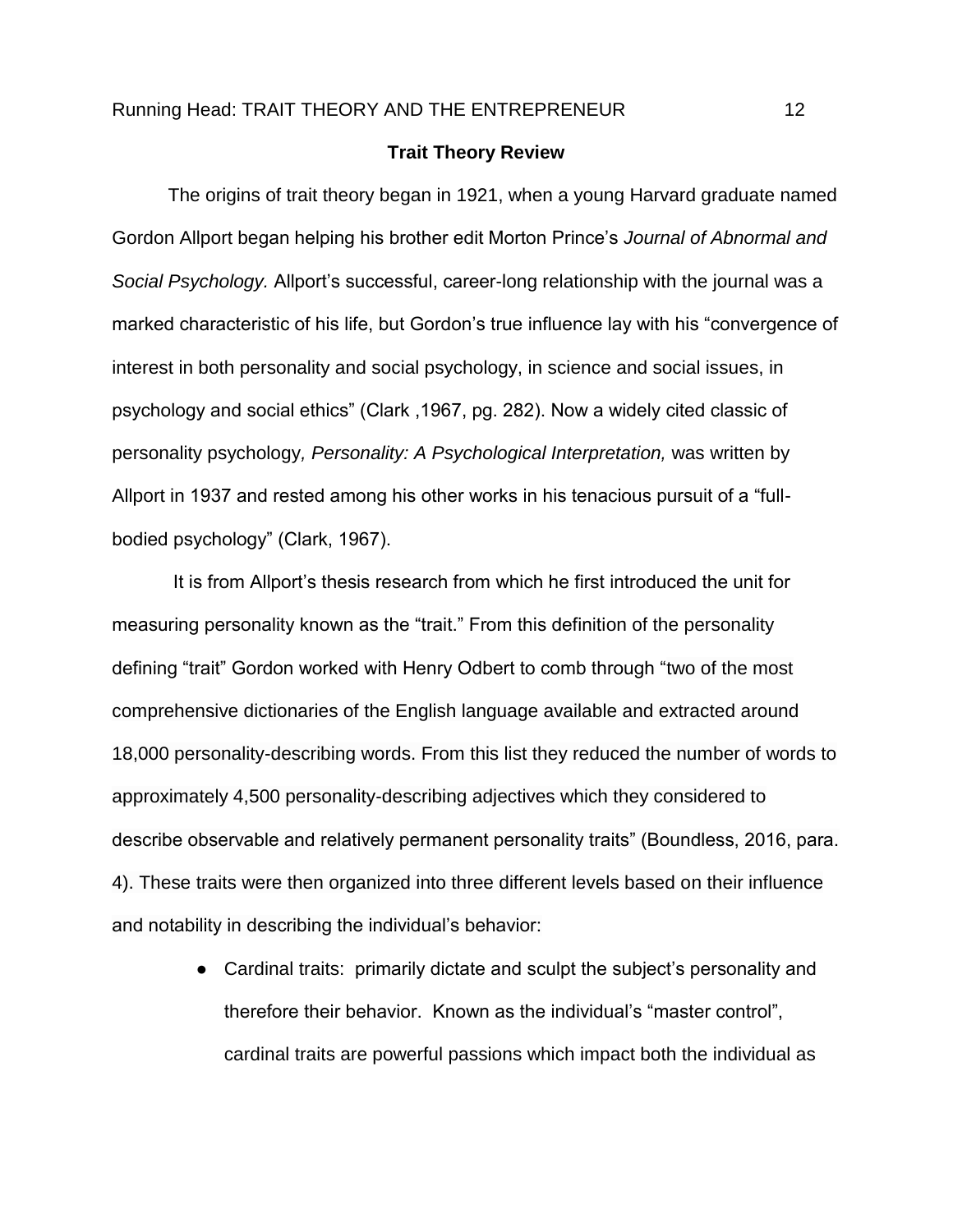**Trait Theory Review**

The origins of trait theory began in 1921, when a young Harvard graduate named Gordon Allport began helping his brother edit Morton Prince's *Journal of Abnormal and Social Psychology.* Allport's successful, career-long relationship with the journal was a marked characteristic of his life, but Gordon's true influence lay with his "convergence of interest in both personality and social psychology, in science and social issues, in psychology and social ethics" (Clark ,1967, pg. 282). Now a widely cited classic of personality psychology*, Personality: A Psychological Interpretation,* was written by Allport in 1937 and rested among his other works in his tenacious pursuit of a "full-bodied psychology" (Clark, 1967).

It is from Allport's thesis research from which he first introduced the unit for measuring personality known as the "trait." From this definition of the personality defining "trait" Gordon worked with Henry Odbert to comb through "two of the most comprehensive dictionaries of the English language available and extracted around 18,000 personality-describing words. From this list they reduced the number of words to approximately 4,500 personality-describing adjectives which they considered to describe observable and relatively permanent personality traits" (Boundless, 2016, para. 4). These traits were then organized into three different levels based on their influence and notability in describing the individual's behavior:

- Cardinal traits: primarily dictate and sculpt the subject's personality and therefore their behavior. Known as the individual's "master control", cardinal traits are powerful passions which impact both the individual as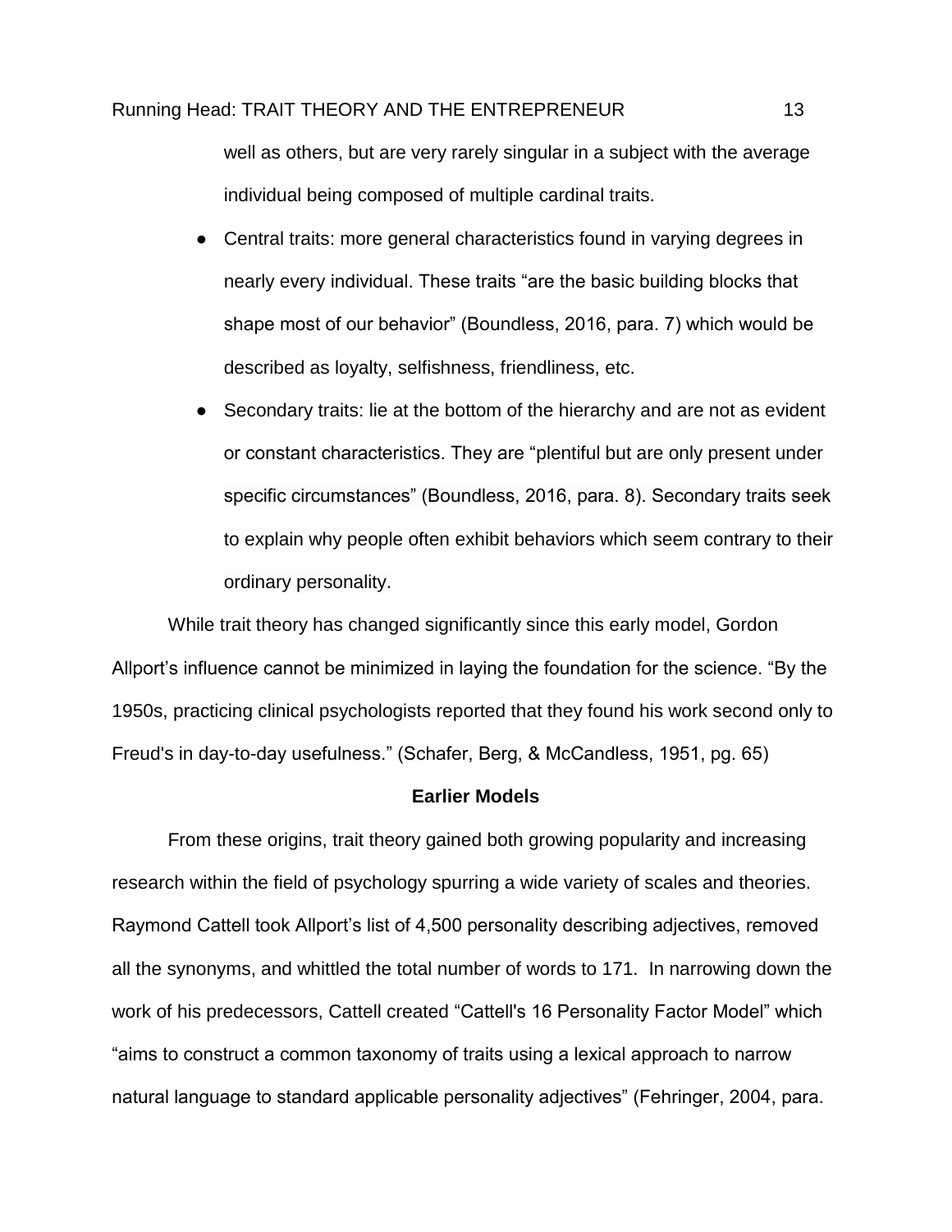well as others, but are very rarely singular in a subject with the average individual being composed of multiple cardinal traits.

- Central traits: more general characteristics found in varying degrees in nearly every individual. These traits “are the basic building blocks that shape most of our behavior” (Boundless, 2016, para. 7) which would be described as loyalty, selfishness, friendliness, etc.
- Secondary traits: lie at the bottom of the hierarchy and are not as evident or constant characteristics. They are “plentiful but are only present under specific circumstances” (Boundless, 2016, para. 8). Secondary traits seek to explain why people often exhibit behaviors which seem contrary to their ordinary personality.

While trait theory has changed significantly since this early model, Gordon Allport’s influence cannot be minimized in laying the foundation for the science. “By the 1950s, practicing clinical psychologists reported that they found his work second only to Freud's in day-to-day usefulness.” (Schafer, Berg, & McCandless, 1951, pg. 65)

## Earlier Models

From these origins, trait theory gained both growing popularity and increasing research within the field of psychology spurring a wide variety of scales and theories. Raymond Cattell took Allport’s list of 4,500 personality describing adjectives, removed all the synonyms, and whittled the total number of words to 171. In narrowing down the work of his predecessors, Cattell created “Cattell's 16 Personality Factor Model” which “aims to construct a common taxonomy of traits using a lexical approach to narrow natural language to standard applicable personality adjectives” (Fehringer, 2004, para.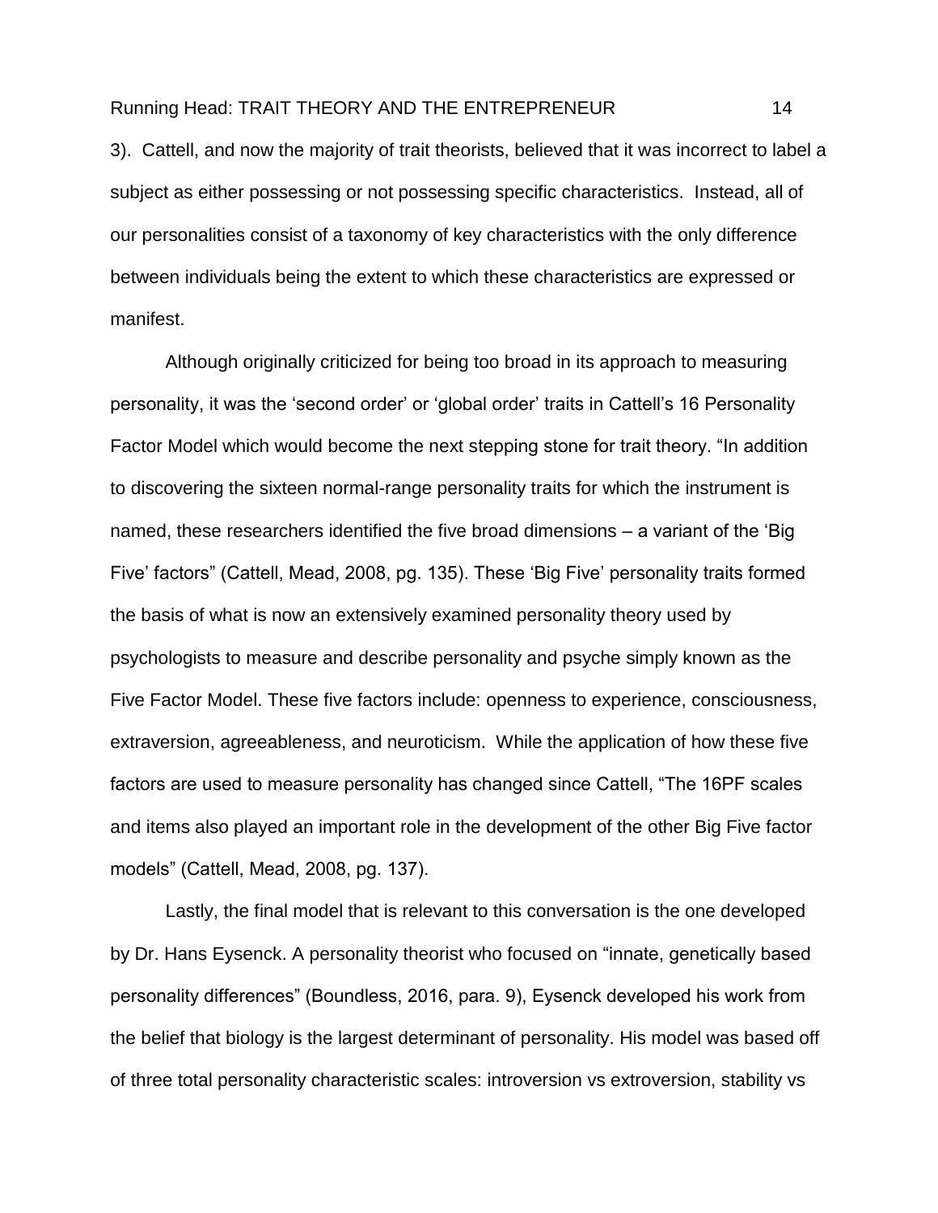3). Cattell, and now the majority of trait theorists, believed that it was incorrect to label a subject as either possessing or not possessing specific characteristics. Instead, all of our personalities consist of a taxonomy of key characteristics with the only difference between individuals being the extent to which these characteristics are expressed or manifest.

Although originally criticized for being too broad in its approach to measuring personality, it was the 'second order' or 'global order' traits in Cattell's 16 Personality Factor Model which would become the next stepping stone for trait theory. "In addition to discovering the sixteen normal-range personality traits for which the instrument is named, these researchers identified the five broad dimensions – a variant of the 'Big Five' factors" (Cattell, Mead, 2008, pg. 135). These 'Big Five' personality traits formed the basis of what is now an extensively examined personality theory used by psychologists to measure and describe personality and psyche simply known as the Five Factor Model. These five factors include: openness to experience, consciousness, extraversion, agreeableness, and neuroticism. While the application of how these five factors are used to measure personality has changed since Cattell, "The 16PF scales and items also played an important role in the development of the other Big Five factor models" (Cattell, Mead, 2008, pg. 137).

Lastly, the final model that is relevant to this conversation is the one developed by Dr. Hans Eysenck. A personality theorist who focused on "innate, genetically based personality differences" (Boundless, 2016, para. 9), Eysenck developed his work from the belief that biology is the largest determinant of personality. His model was based off of three total personality characteristic scales: introversion vs extroversion, stability vs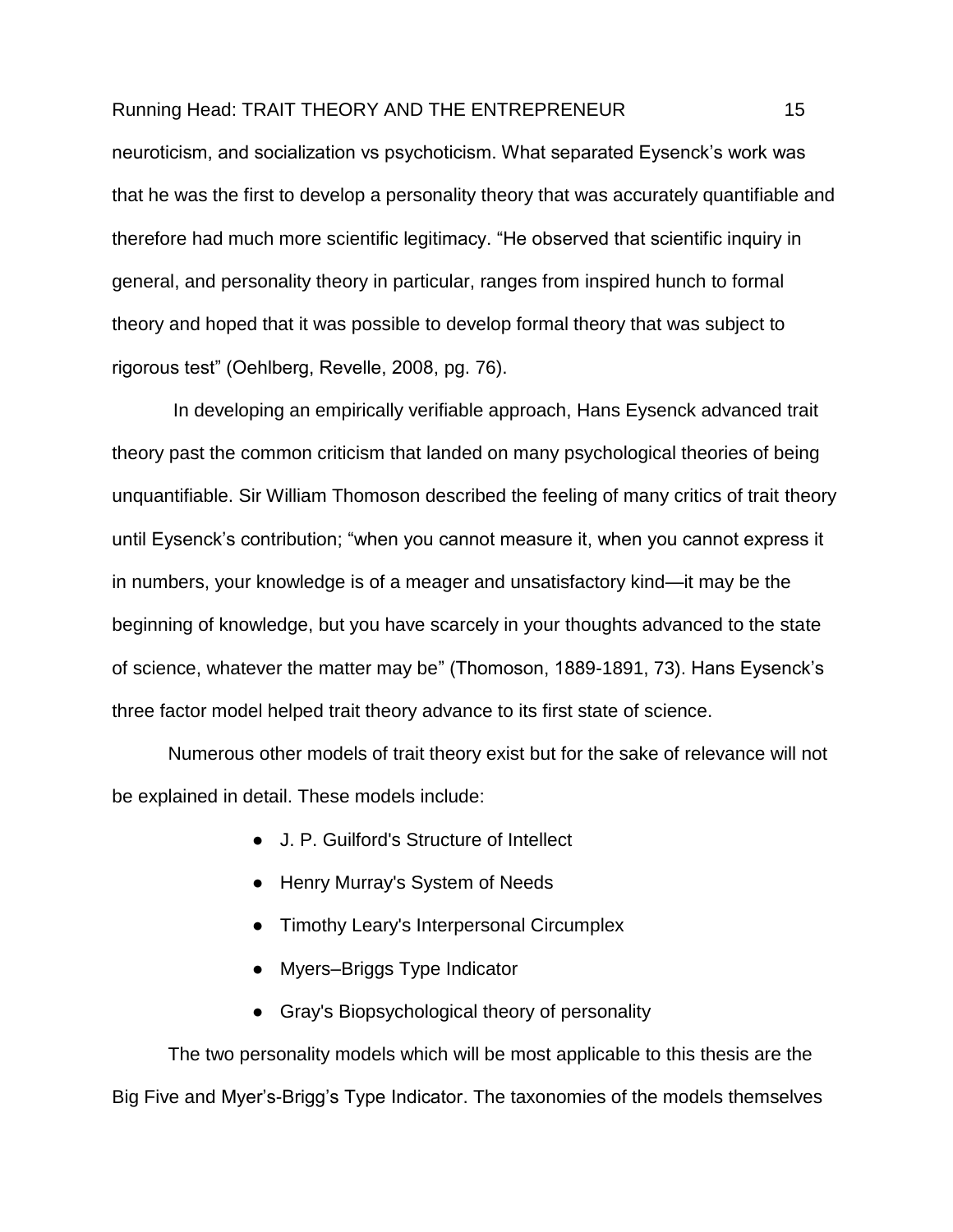neuroticism, and socialization vs psychoticism. What separated Eysenck's work was that he was the first to develop a personality theory that was accurately quantifiable and therefore had much more scientific legitimacy. "He observed that scientific inquiry in general, and personality theory in particular, ranges from inspired hunch to formal theory and hoped that it was possible to develop formal theory that was subject to rigorous test" (Oehlberg, Revelle, 2008, pg. 76).

In developing an empirically verifiable approach, Hans Eysenck advanced trait theory past the common criticism that landed on many psychological theories of being unquantifiable. Sir William Thomoson described the feeling of many critics of trait theory until Eysenck's contribution; "when you cannot measure it, when you cannot express it in numbers, your knowledge is of a meager and unsatisfactory kind—it may be the beginning of knowledge, but you have scarcely in your thoughts advanced to the state of science, whatever the matter may be" (Thomoson, 1889-1891, 73). Hans Eysenck's three factor model helped trait theory advance to its first state of science.

Numerous other models of trait theory exist but for the sake of relevance will not be explained in detail. These models include:

- J. P. Guilford's Structure of Intellect
- Henry Murray's System of Needs
- Timothy Leary's Interpersonal Circumplex
- Myers–Briggs Type Indicator
- Gray's Biopsychological theory of personality

The two personality models which will be most applicable to this thesis are the Big Five and Myer's-Brigg's Type Indicator. The taxonomies of the models themselves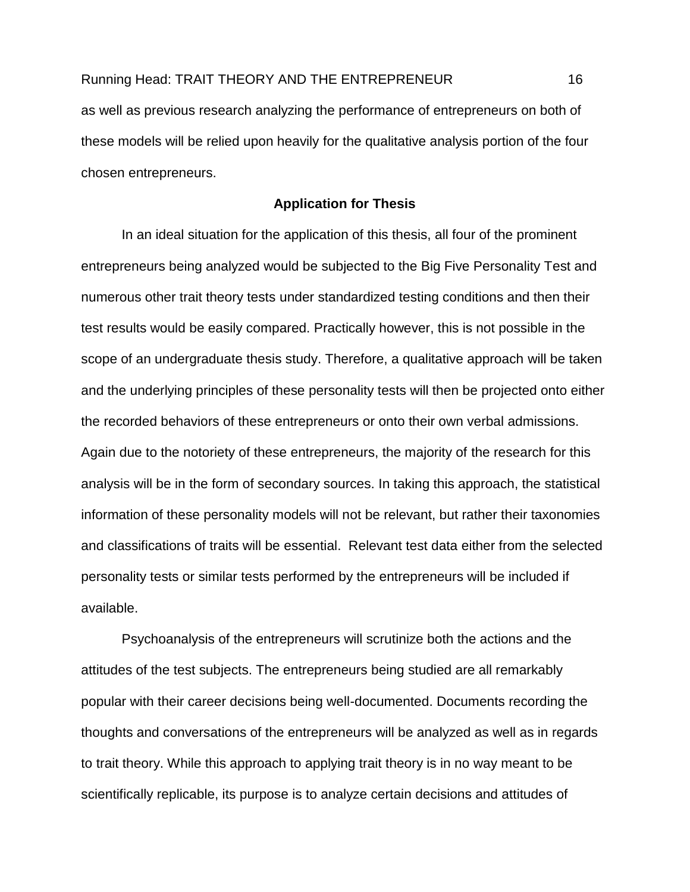as well as previous research analyzing the performance of entrepreneurs on both of these models will be relied upon heavily for the qualitative analysis portion of the four chosen entrepreneurs.

## Application for Thesis

In an ideal situation for the application of this thesis, all four of the prominent entrepreneurs being analyzed would be subjected to the Big Five Personality Test and numerous other trait theory tests under standardized testing conditions and then their test results would be easily compared. Practically however, this is not possible in the scope of an undergraduate thesis study. Therefore, a qualitative approach will be taken and the underlying principles of these personality tests will then be projected onto either the recorded behaviors of these entrepreneurs or onto their own verbal admissions. Again due to the notoriety of these entrepreneurs, the majority of the research for this analysis will be in the form of secondary sources. In taking this approach, the statistical information of these personality models will not be relevant, but rather their taxonomies and classifications of traits will be essential. Relevant test data either from the selected personality tests or similar tests performed by the entrepreneurs will be included if available.

Psychoanalysis of the entrepreneurs will scrutinize both the actions and the attitudes of the test subjects. The entrepreneurs being studied are all remarkably popular with their career decisions being well-documented. Documents recording the thoughts and conversations of the entrepreneurs will be analyzed as well as in regards to trait theory. While this approach to applying trait theory is in no way meant to be scientifically replicable, its purpose is to analyze certain decisions and attitudes of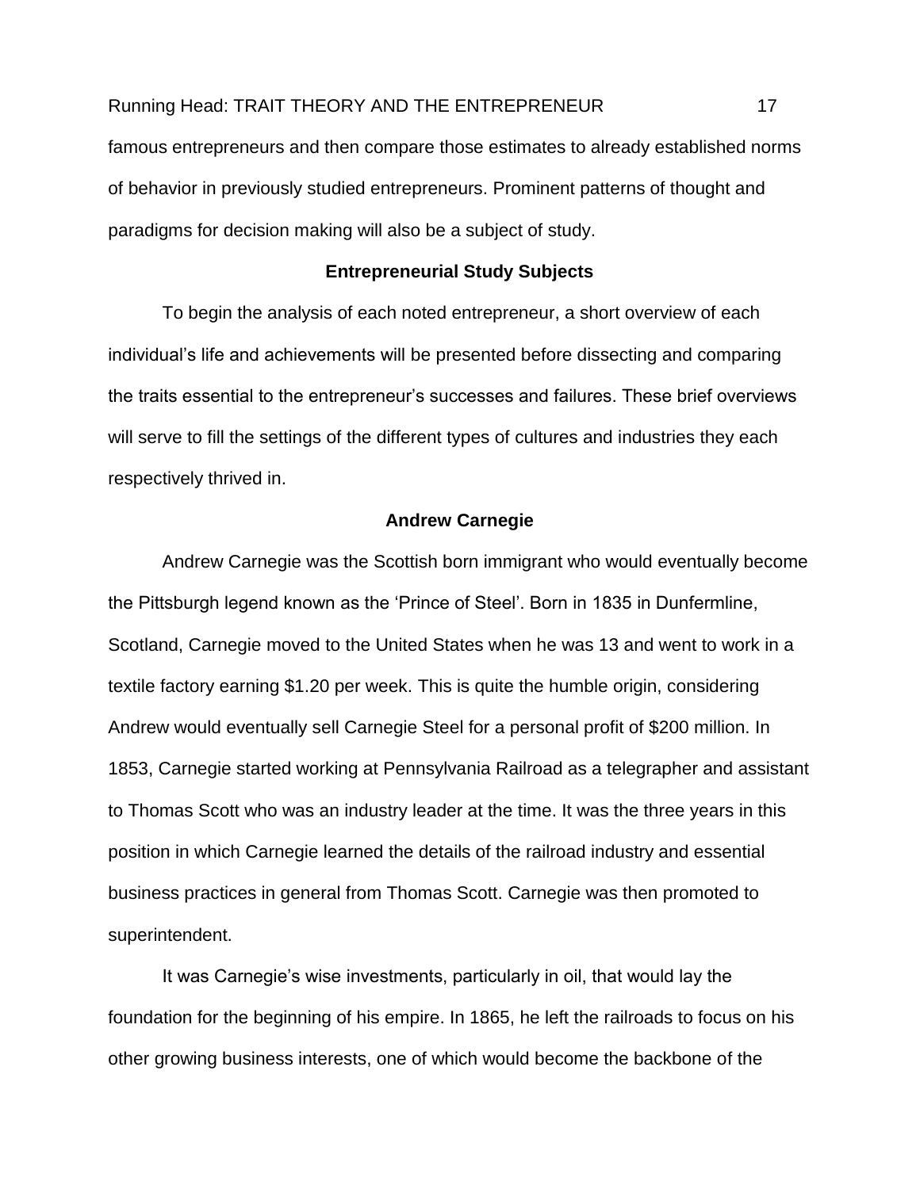famous entrepreneurs and then compare those estimates to already established norms of behavior in previously studied entrepreneurs. Prominent patterns of thought and paradigms for decision making will also be a subject of study.

## Entrepreneurial Study Subjects

To begin the analysis of each noted entrepreneur, a short overview of each individual's life and achievements will be presented before dissecting and comparing the traits essential to the entrepreneur's successes and failures. These brief overviews will serve to fill the settings of the different types of cultures and industries they each respectively thrived in.

### Andrew Carnegie

Andrew Carnegie was the Scottish born immigrant who would eventually become the Pittsburgh legend known as the 'Prince of Steel'. Born in 1835 in Dunfermline, Scotland, Carnegie moved to the United States when he was 13 and went to work in a textile factory earning $1.20 per week. This is quite the humble origin, considering Andrew would eventually sell Carnegie Steel for a personal profit of $200 million. In 1853, Carnegie started working at Pennsylvania Railroad as a telegrapher and assistant to Thomas Scott who was an industry leader at the time. It was the three years in this position in which Carnegie learned the details of the railroad industry and essential business practices in general from Thomas Scott. Carnegie was then promoted to superintendent.

It was Carnegie's wise investments, particularly in oil, that would lay the foundation for the beginning of his empire. In 1865, he left the railroads to focus on his other growing business interests, one of which would become the backbone of the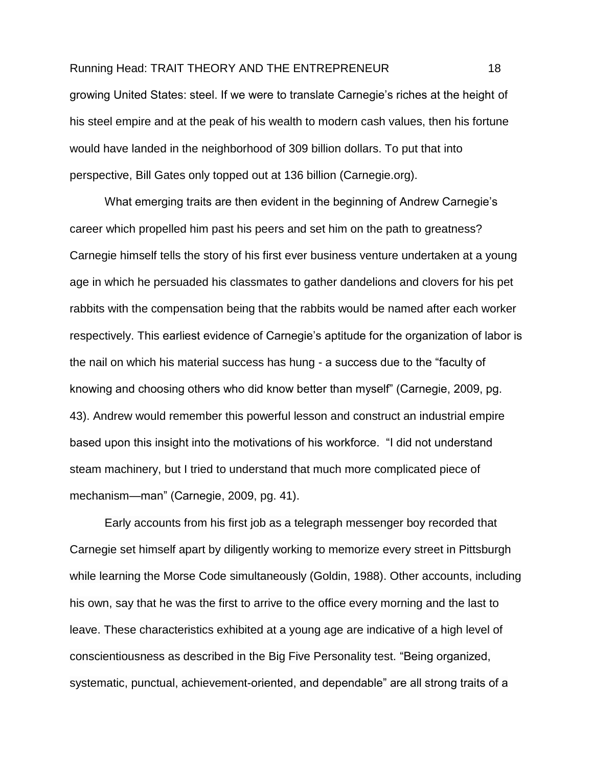growing United States: steel. If we were to translate Carnegie's riches at the height of his steel empire and at the peak of his wealth to modern cash values, then his fortune would have landed in the neighborhood of 309 billion dollars. To put that into perspective, Bill Gates only topped out at 136 billion (Carnegie.org).

What emerging traits are then evident in the beginning of Andrew Carnegie's career which propelled him past his peers and set him on the path to greatness? Carnegie himself tells the story of his first ever business venture undertaken at a young age in which he persuaded his classmates to gather dandelions and clovers for his pet rabbits with the compensation being that the rabbits would be named after each worker respectively. This earliest evidence of Carnegie's aptitude for the organization of labor is the nail on which his material success has hung - a success due to the "faculty of knowing and choosing others who did know better than myself" (Carnegie, 2009, pg. 43). Andrew would remember this powerful lesson and construct an industrial empire based upon this insight into the motivations of his workforce. "I did not understand steam machinery, but I tried to understand that much more complicated piece of mechanism—man" (Carnegie, 2009, pg. 41).

Early accounts from his first job as a telegraph messenger boy recorded that Carnegie set himself apart by diligently working to memorize every street in Pittsburgh while learning the Morse Code simultaneously (Goldin, 1988). Other accounts, including his own, say that he was the first to arrive to the office every morning and the last to leave. These characteristics exhibited at a young age are indicative of a high level of conscientiousness as described in the Big Five Personality test. "Being organized, systematic, punctual, achievement-oriented, and dependable" are all strong traits of a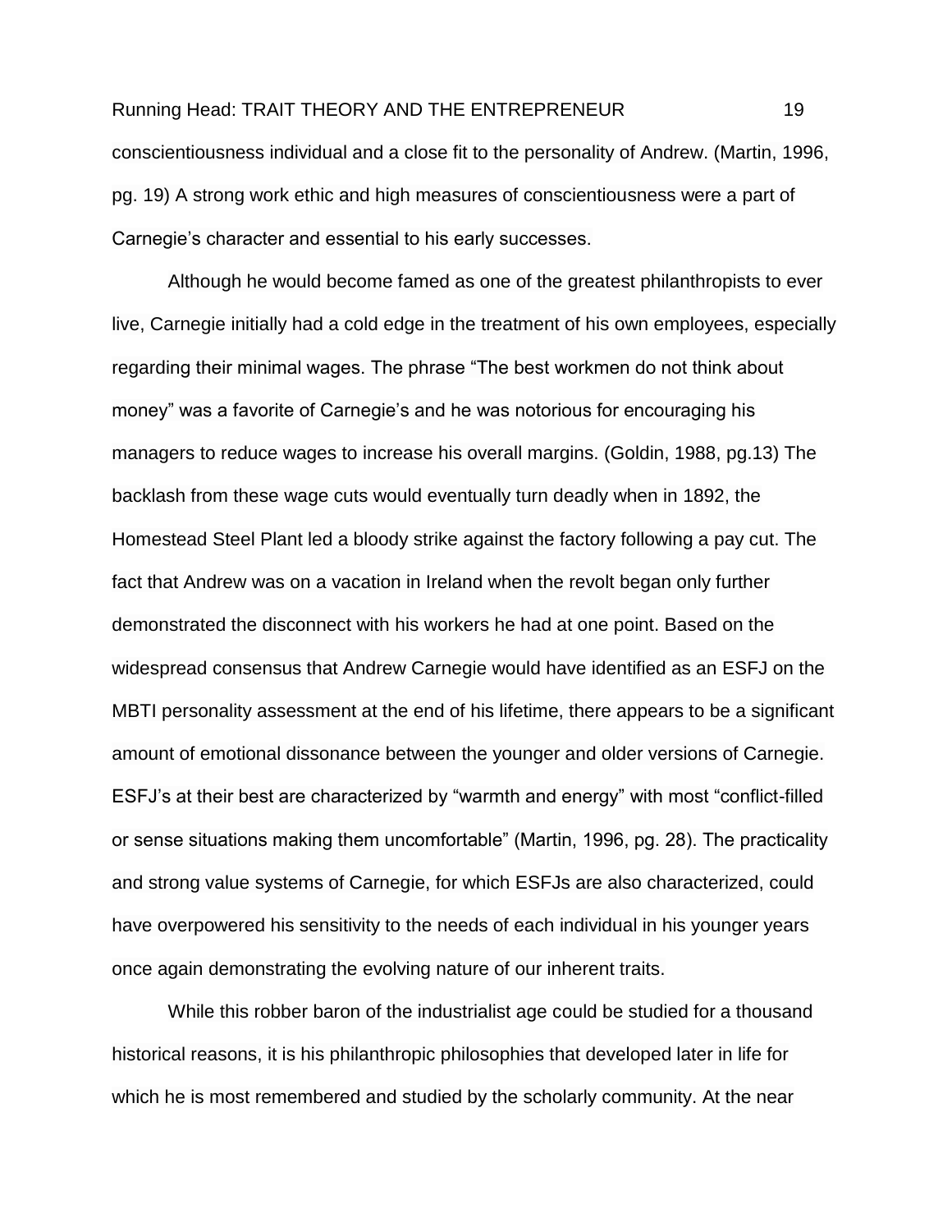conscientiousness individual and a close fit to the personality of Andrew. (Martin, 1996, pg. 19) A strong work ethic and high measures of conscientiousness were a part of Carnegie's character and essential to his early successes.

Although he would become famed as one of the greatest philanthropists to ever live, Carnegie initially had a cold edge in the treatment of his own employees, especially regarding their minimal wages. The phrase "The best workmen do not think about money" was a favorite of Carnegie's and he was notorious for encouraging his managers to reduce wages to increase his overall margins. (Goldin, 1988, pg.13) The backlash from these wage cuts would eventually turn deadly when in 1892, the Homestead Steel Plant led a bloody strike against the factory following a pay cut. The fact that Andrew was on a vacation in Ireland when the revolt began only further demonstrated the disconnect with his workers he had at one point. Based on the widespread consensus that Andrew Carnegie would have identified as an ESFJ on the MBTI personality assessment at the end of his lifetime, there appears to be a significant amount of emotional dissonance between the younger and older versions of Carnegie. ESFJ's at their best are characterized by "warmth and energy" with most "conflict-filled or sense situations making them uncomfortable" (Martin, 1996, pg. 28). The practicality and strong value systems of Carnegie, for which ESFJs are also characterized, could have overpowered his sensitivity to the needs of each individual in his younger years once again demonstrating the evolving nature of our inherent traits.

While this robber baron of the industrialist age could be studied for a thousand historical reasons, it is his philanthropic philosophies that developed later in life for which he is most remembered and studied by the scholarly community. At the near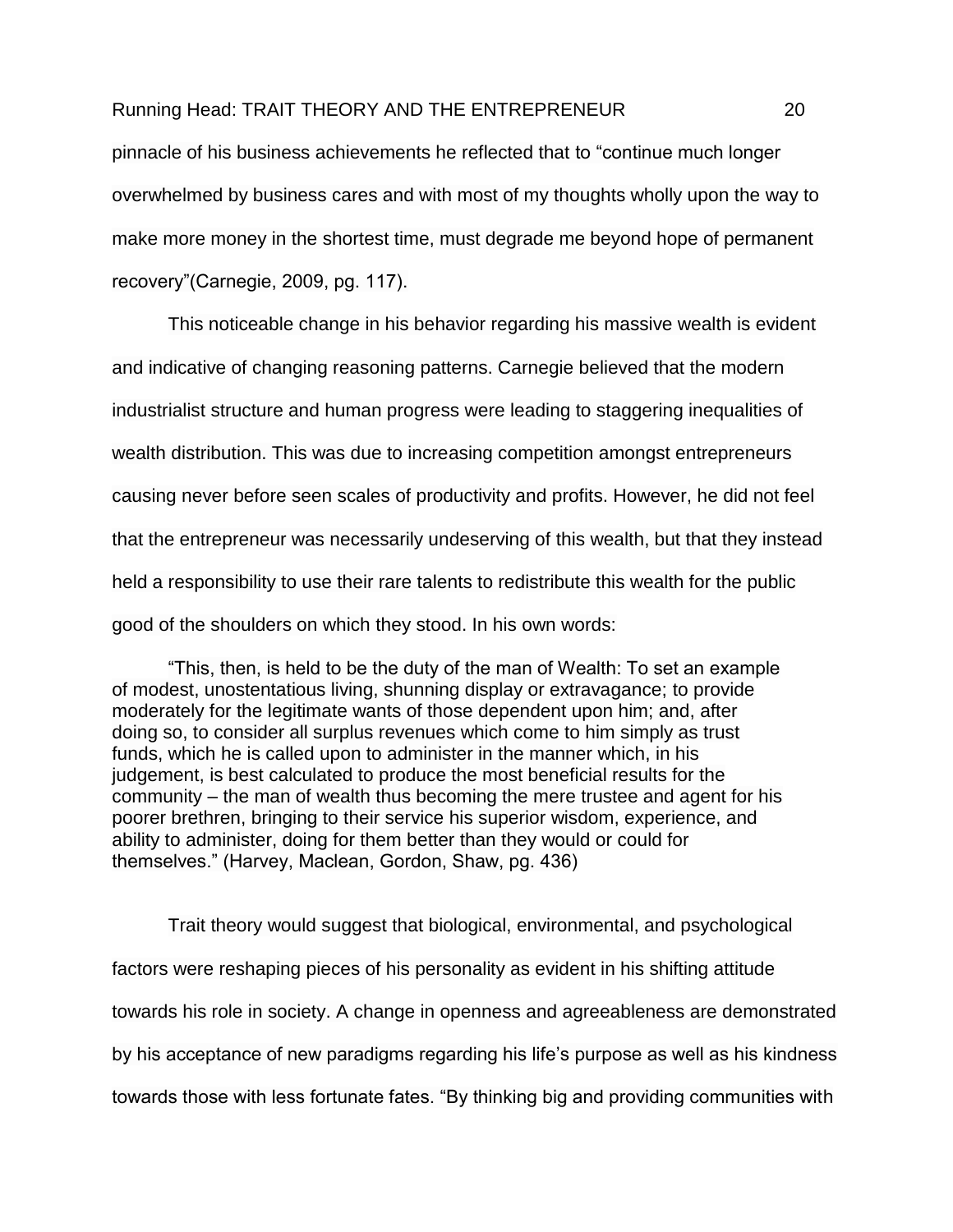pinnacle of his business achievements he reflected that to "continue much longer overwhelmed by business cares and with most of my thoughts wholly upon the way to make more money in the shortest time, must degrade me beyond hope of permanent recovery"(Carnegie, 2009, pg. 117).

This noticeable change in his behavior regarding his massive wealth is evident and indicative of changing reasoning patterns. Carnegie believed that the modern industrialist structure and human progress were leading to staggering inequalities of wealth distribution. This was due to increasing competition amongst entrepreneurs causing never before seen scales of productivity and profits. However, he did not feel that the entrepreneur was necessarily undeserving of this wealth, but that they instead held a responsibility to use their rare talents to redistribute this wealth for the public good of the shoulders on which they stood. In his own words:

> "This, then, is held to be the duty of the man of Wealth: To set an example of modest, unostentatious living, shunning display or extravagance; to provide moderately for the legitimate wants of those dependent upon him; and, after doing so, to consider all surplus revenues which come to him simply as trust funds, which he is called upon to administer in the manner which, in his judgement, is best calculated to produce the most beneficial results for the community – the man of wealth thus becoming the mere trustee and agent for his poorer brethren, bringing to their service his superior wisdom, experience, and ability to administer, doing for them better than they would or could for themselves." (Harvey, Maclean, Gordon, Shaw, pg. 436)

Trait theory would suggest that biological, environmental, and psychological factors were reshaping pieces of his personality as evident in his shifting attitude towards his role in society. A change in openness and agreeableness are demonstrated by his acceptance of new paradigms regarding his life's purpose as well as his kindness towards those with less fortunate fates. "By thinking big and providing communities with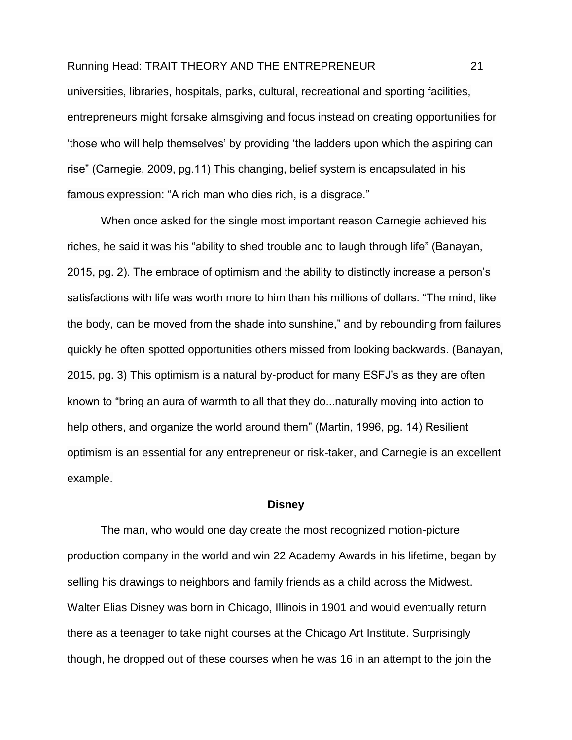universities, libraries, hospitals, parks, cultural, recreational and sporting facilities, entrepreneurs might forsake almsgiving and focus instead on creating opportunities for 'those who will help themselves' by providing 'the ladders upon which the aspiring can rise" (Carnegie, 2009, pg.11) This changing, belief system is encapsulated in his famous expression: "A rich man who dies rich, is a disgrace."

When once asked for the single most important reason Carnegie achieved his riches, he said it was his "ability to shed trouble and to laugh through life" (Banayan, 2015, pg. 2). The embrace of optimism and the ability to distinctly increase a person's satisfactions with life was worth more to him than his millions of dollars. "The mind, like the body, can be moved from the shade into sunshine," and by rebounding from failures quickly he often spotted opportunities others missed from looking backwards. (Banayan, 2015, pg. 3) This optimism is a natural by-product for many ESFJ's as they are often known to "bring an aura of warmth to all that they do...naturally moving into action to help others, and organize the world around them" (Martin, 1996, pg. 14) Resilient optimism is an essential for any entrepreneur or risk-taker, and Carnegie is an excellent example.

### Disney

The man, who would one day create the most recognized motion-picture production company in the world and win 22 Academy Awards in his lifetime, began by selling his drawings to neighbors and family friends as a child across the Midwest. Walter Elias Disney was born in Chicago, Illinois in 1901 and would eventually return there as a teenager to take night courses at the Chicago Art Institute. Surprisingly though, he dropped out of these courses when he was 16 in an attempt to the join the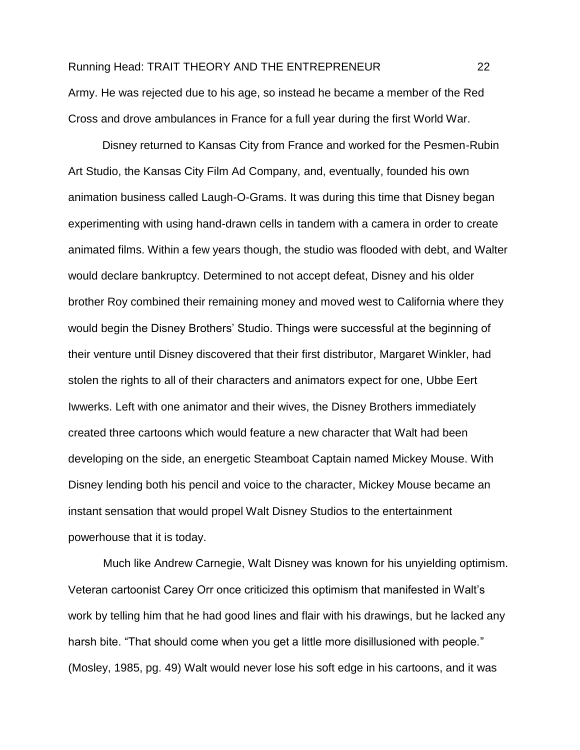Army. He was rejected due to his age, so instead he became a member of the Red Cross and drove ambulances in France for a full year during the first World War.

Disney returned to Kansas City from France and worked for the Pesmen-Rubin Art Studio, the Kansas City Film Ad Company, and, eventually, founded his own animation business called Laugh-O-Grams. It was during this time that Disney began experimenting with using hand-drawn cells in tandem with a camera in order to create animated films. Within a few years though, the studio was flooded with debt, and Walter would declare bankruptcy. Determined to not accept defeat, Disney and his older brother Roy combined their remaining money and moved west to California where they would begin the Disney Brothers' Studio. Things were successful at the beginning of their venture until Disney discovered that their first distributor, Margaret Winkler, had stolen the rights to all of their characters and animators expect for one, Ubbe Eert Iwwerks. Left with one animator and their wives, the Disney Brothers immediately created three cartoons which would feature a new character that Walt had been developing on the side, an energetic Steamboat Captain named Mickey Mouse. With Disney lending both his pencil and voice to the character, Mickey Mouse became an instant sensation that would propel Walt Disney Studios to the entertainment powerhouse that it is today.

Much like Andrew Carnegie, Walt Disney was known for his unyielding optimism. Veteran cartoonist Carey Orr once criticized this optimism that manifested in Walt's work by telling him that he had good lines and flair with his drawings, but he lacked any harsh bite. "That should come when you get a little more disillusioned with people." (Mosley, 1985, pg. 49) Walt would never lose his soft edge in his cartoons, and it was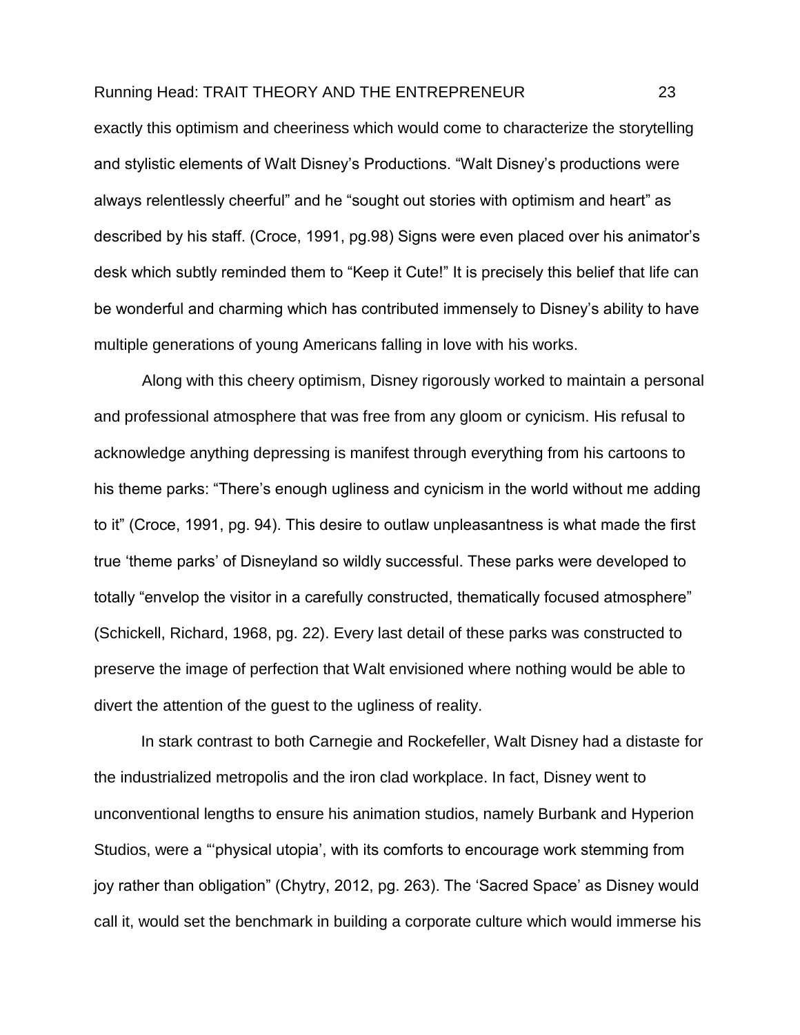exactly this optimism and cheeriness which would come to characterize the storytelling and stylistic elements of Walt Disney's Productions. "Walt Disney's productions were always relentlessly cheerful" and he "sought out stories with optimism and heart" as described by his staff. (Croce, 1991, pg.98) Signs were even placed over his animator's desk which subtly reminded them to "Keep it Cute!" It is precisely this belief that life can be wonderful and charming which has contributed immensely to Disney's ability to have multiple generations of young Americans falling in love with his works.

Along with this cheery optimism, Disney rigorously worked to maintain a personal and professional atmosphere that was free from any gloom or cynicism. His refusal to acknowledge anything depressing is manifest through everything from his cartoons to his theme parks: "There's enough ugliness and cynicism in the world without me adding to it" (Croce, 1991, pg. 94). This desire to outlaw unpleasantness is what made the first true 'theme parks' of Disneyland so wildly successful. These parks were developed to totally "envelop the visitor in a carefully constructed, thematically focused atmosphere" (Schickell, Richard, 1968, pg. 22). Every last detail of these parks was constructed to preserve the image of perfection that Walt envisioned where nothing would be able to divert the attention of the guest to the ugliness of reality.

In stark contrast to both Carnegie and Rockefeller, Walt Disney had a distaste for the industrialized metropolis and the iron clad workplace. In fact, Disney went to unconventional lengths to ensure his animation studios, namely Burbank and Hyperion Studios, were a "'physical utopia', with its comforts to encourage work stemming from joy rather than obligation" (Chytry, 2012, pg. 263). The 'Sacred Space' as Disney would call it, would set the benchmark in building a corporate culture which would immerse his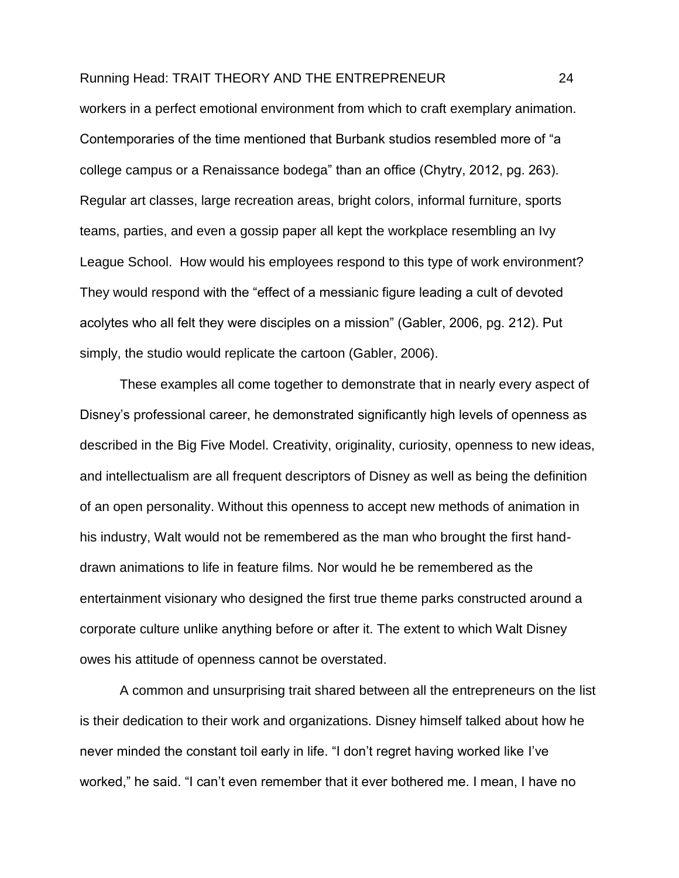workers in a perfect emotional environment from which to craft exemplary animation. Contemporaries of the time mentioned that Burbank studios resembled more of "a college campus or a Renaissance bodega" than an office (Chytry, 2012, pg. 263). Regular art classes, large recreation areas, bright colors, informal furniture, sports teams, parties, and even a gossip paper all kept the workplace resembling an Ivy League School. How would his employees respond to this type of work environment? They would respond with the "effect of a messianic figure leading a cult of devoted acolytes who all felt they were disciples on a mission" (Gabler, 2006, pg. 212). Put simply, the studio would replicate the cartoon (Gabler, 2006).

These examples all come together to demonstrate that in nearly every aspect of Disney's professional career, he demonstrated significantly high levels of openness as described in the Big Five Model. Creativity, originality, curiosity, openness to new ideas, and intellectualism are all frequent descriptors of Disney as well as being the definition of an open personality. Without this openness to accept new methods of animation in his industry, Walt would not be remembered as the man who brought the first hand-drawn animations to life in feature films. Nor would he be remembered as the entertainment visionary who designed the first true theme parks constructed around a corporate culture unlike anything before or after it. The extent to which Walt Disney owes his attitude of openness cannot be overstated.

A common and unsurprising trait shared between all the entrepreneurs on the list is their dedication to their work and organizations. Disney himself talked about how he never minded the constant toil early in life. "I don't regret having worked like I've worked," he said. "I can't even remember that it ever bothered me. I mean, I have no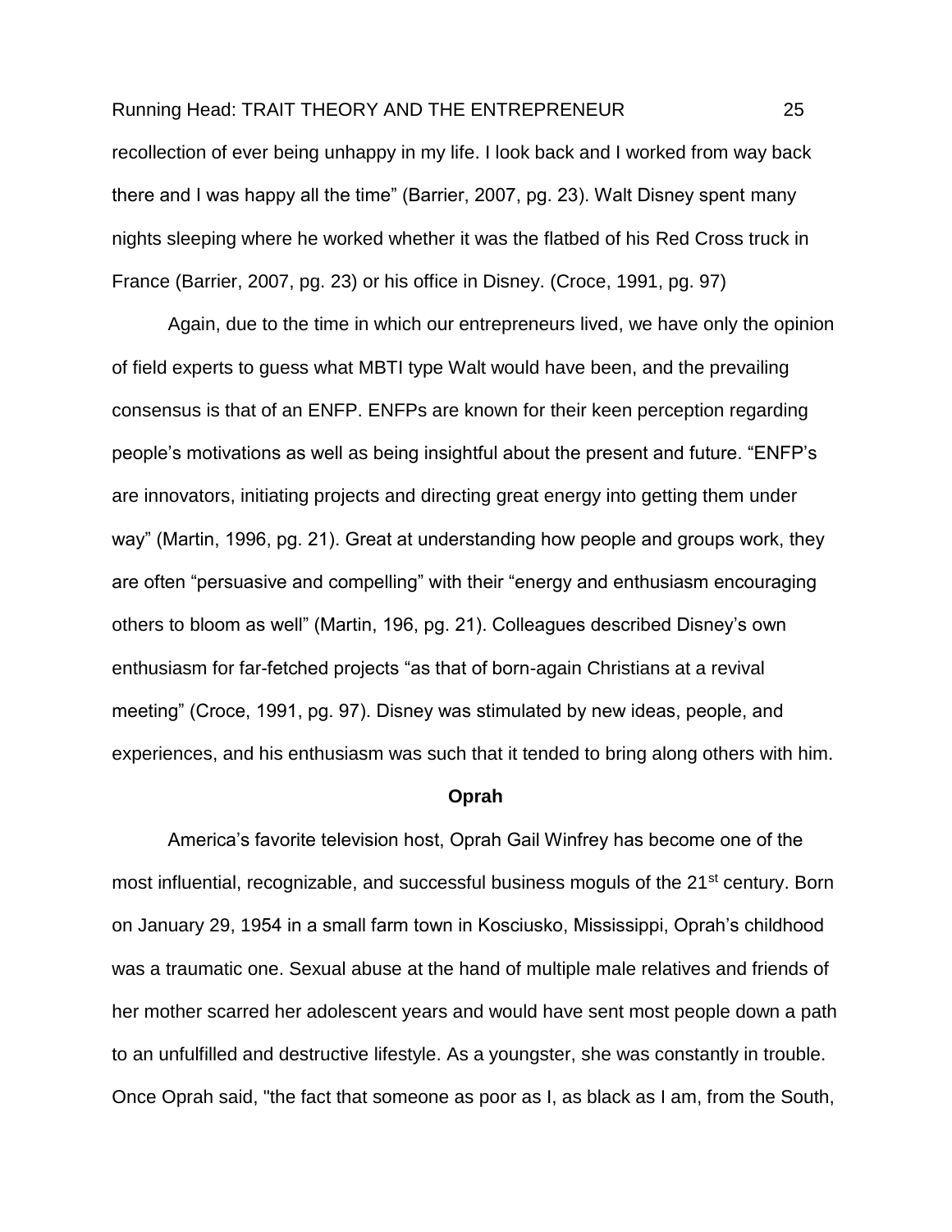recollection of ever being unhappy in my life. I look back and I worked from way back there and I was happy all the time" (Barrier, 2007, pg. 23). Walt Disney spent many nights sleeping where he worked whether it was the flatbed of his Red Cross truck in France (Barrier, 2007, pg. 23) or his office in Disney. (Croce, 1991, pg. 97)

Again, due to the time in which our entrepreneurs lived, we have only the opinion of field experts to guess what MBTI type Walt would have been, and the prevailing consensus is that of an ENFP. ENFPs are known for their keen perception regarding people's motivations as well as being insightful about the present and future. "ENFP's are innovators, initiating projects and directing great energy into getting them under way" (Martin, 1996, pg. 21). Great at understanding how people and groups work, they are often "persuasive and compelling" with their "energy and enthusiasm encouraging others to bloom as well" (Martin, 196, pg. 21). Colleagues described Disney's own enthusiasm for far-fetched projects "as that of born-again Christians at a revival meeting" (Croce, 1991, pg. 97). Disney was stimulated by new ideas, people, and experiences, and his enthusiasm was such that it tended to bring along others with him.

## Oprah

America's favorite television host, Oprah Gail Winfrey has become one of the most influential, recognizable, and successful business moguls of the 21st century. Born on January 29, 1954 in a small farm town in Kosciusko, Mississippi, Oprah's childhood was a traumatic one. Sexual abuse at the hand of multiple male relatives and friends of her mother scarred her adolescent years and would have sent most people down a path to an unfulfilled and destructive lifestyle. As a youngster, she was constantly in trouble. Once Oprah said, "the fact that someone as poor as I, as black as I am, from the South,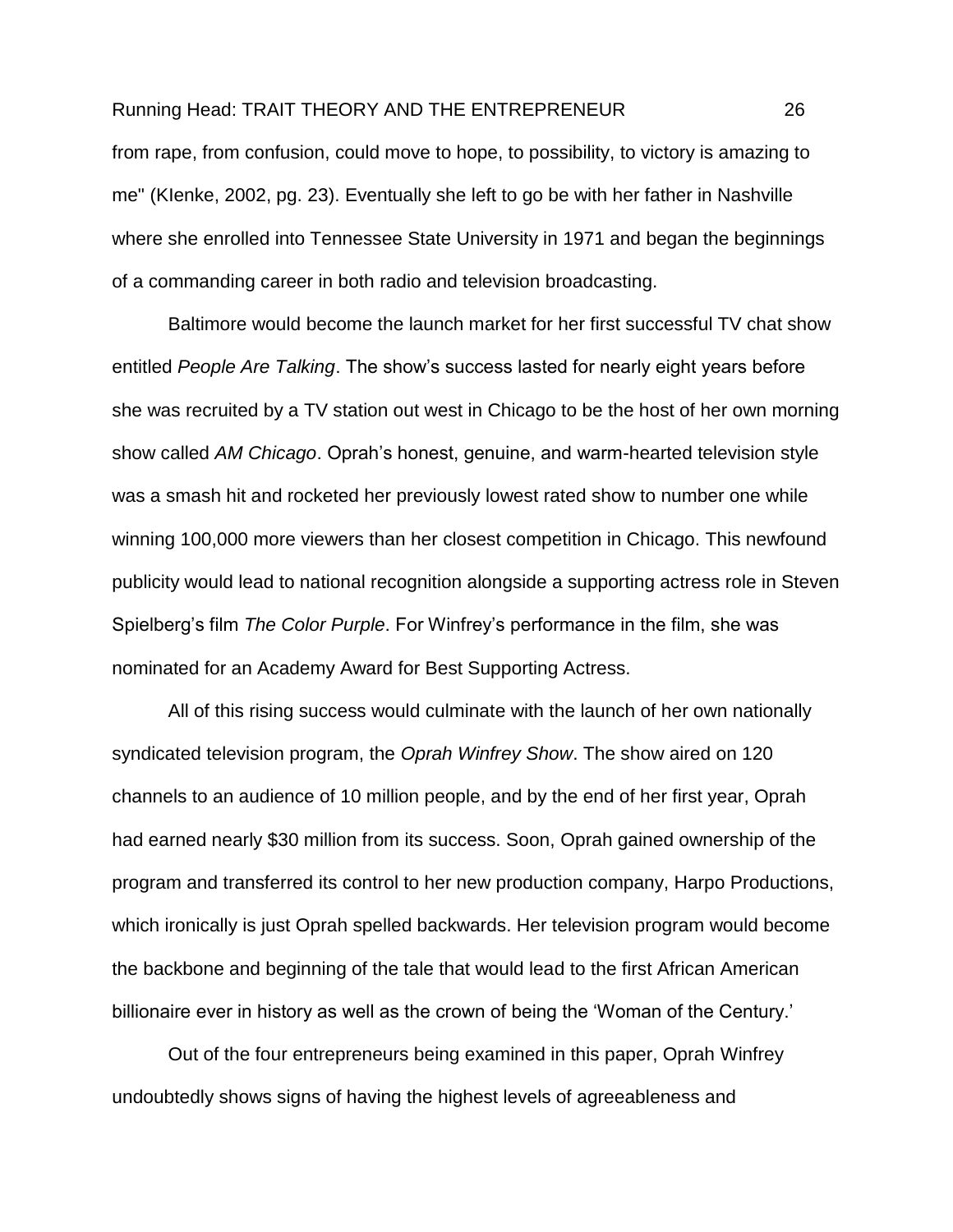from rape, from confusion, could move to hope, to possibility, to victory is amazing to me" (KIenke, 2002, pg. 23). Eventually she left to go be with her father in Nashville where she enrolled into Tennessee State University in 1971 and began the beginnings of a commanding career in both radio and television broadcasting.

Baltimore would become the launch market for her first successful TV chat show entitled *People Are Talking*. The show's success lasted for nearly eight years before she was recruited by a TV station out west in Chicago to be the host of her own morning show called *AM Chicago*. Oprah's honest, genuine, and warm-hearted television style was a smash hit and rocketed her previously lowest rated show to number one while winning 100,000 more viewers than her closest competition in Chicago. This newfound publicity would lead to national recognition alongside a supporting actress role in Steven Spielberg's film *The Color Purple*. For Winfrey's performance in the film, she was nominated for an Academy Award for Best Supporting Actress.

All of this rising success would culminate with the launch of her own nationally syndicated television program, the *Oprah Winfrey Show*. The show aired on 120 channels to an audience of 10 million people, and by the end of her first year, Oprah had earned nearly $30 million from its success. Soon, Oprah gained ownership of the program and transferred its control to her new production company, Harpo Productions, which ironically is just Oprah spelled backwards. Her television program would become the backbone and beginning of the tale that would lead to the first African American billionaire ever in history as well as the crown of being the 'Woman of the Century.'

Out of the four entrepreneurs being examined in this paper, Oprah Winfrey undoubtedly shows signs of having the highest levels of agreeableness and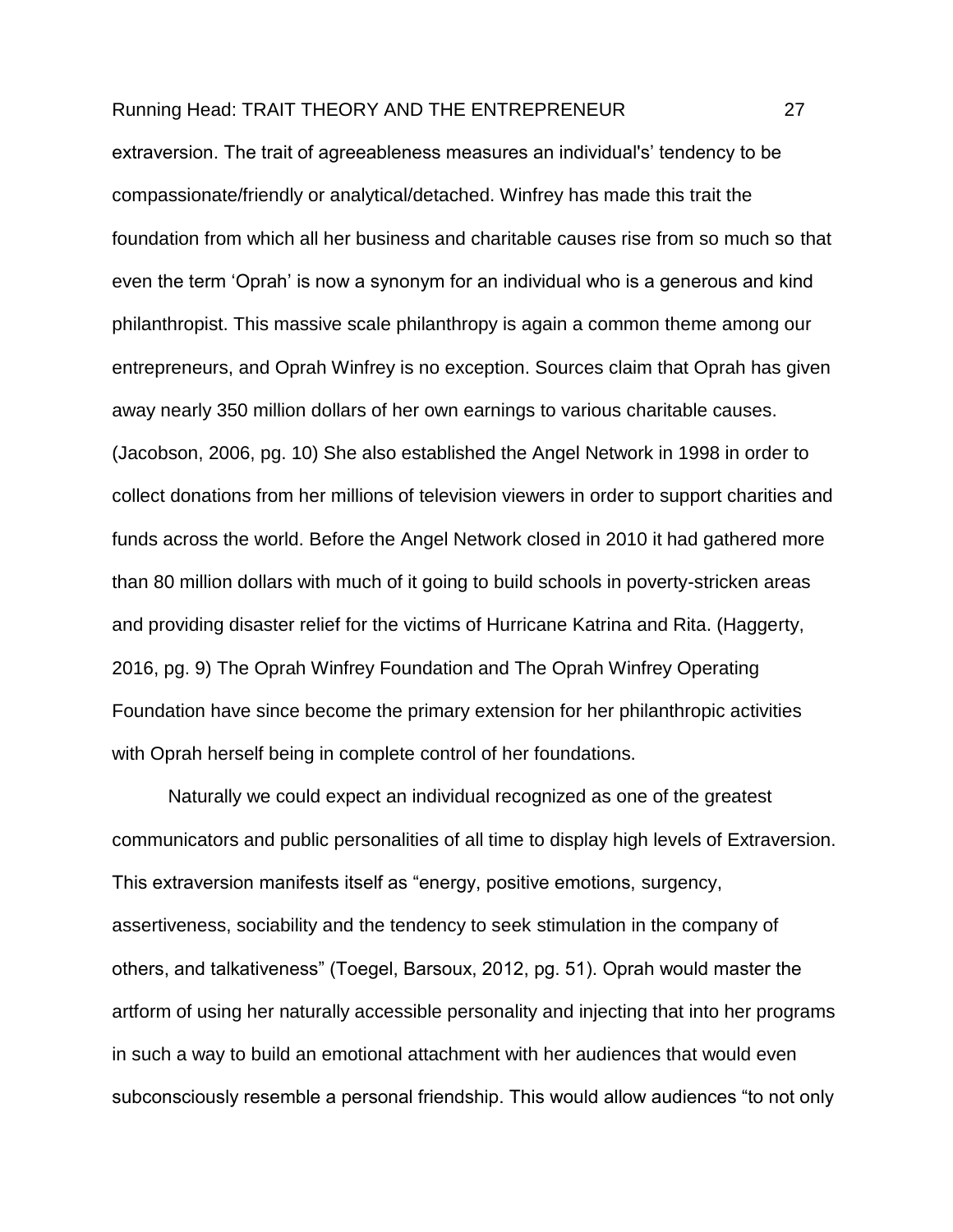extraversion. The trait of agreeableness measures an individual's' tendency to be compassionate/friendly or analytical/detached. Winfrey has made this trait the foundation from which all her business and charitable causes rise from so much so that even the term 'Oprah' is now a synonym for an individual who is a generous and kind philanthropist. This massive scale philanthropy is again a common theme among our entrepreneurs, and Oprah Winfrey is no exception. Sources claim that Oprah has given away nearly 350 million dollars of her own earnings to various charitable causes. (Jacobson, 2006, pg. 10) She also established the Angel Network in 1998 in order to collect donations from her millions of television viewers in order to support charities and funds across the world. Before the Angel Network closed in 2010 it had gathered more than 80 million dollars with much of it going to build schools in poverty-stricken areas and providing disaster relief for the victims of Hurricane Katrina and Rita. (Haggerty, 2016, pg. 9) The Oprah Winfrey Foundation and The Oprah Winfrey Operating Foundation have since become the primary extension for her philanthropic activities with Oprah herself being in complete control of her foundations.

Naturally we could expect an individual recognized as one of the greatest communicators and public personalities of all time to display high levels of Extraversion. This extraversion manifests itself as "energy, positive emotions, surgency, assertiveness, sociability and the tendency to seek stimulation in the company of others, and talkativeness" (Toegel, Barsoux, 2012, pg. 51). Oprah would master the artform of using her naturally accessible personality and injecting that into her programs in such a way to build an emotional attachment with her audiences that would even subconsciously resemble a personal friendship. This would allow audiences "to not only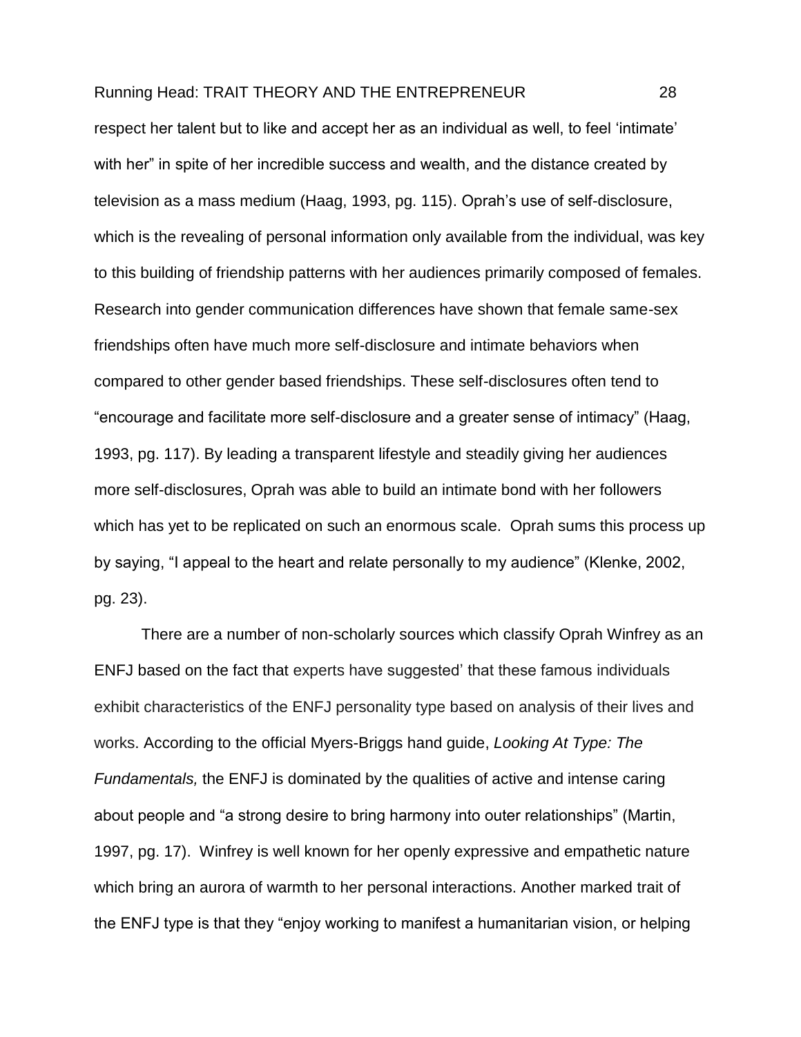respect her talent but to like and accept her as an individual as well, to feel 'intimate' with her" in spite of her incredible success and wealth, and the distance created by television as a mass medium (Haag, 1993, pg. 115). Oprah's use of self-disclosure, which is the revealing of personal information only available from the individual, was key to this building of friendship patterns with her audiences primarily composed of females. Research into gender communication differences have shown that female same-sex friendships often have much more self-disclosure and intimate behaviors when compared to other gender based friendships. These self-disclosures often tend to "encourage and facilitate more self-disclosure and a greater sense of intimacy" (Haag, 1993, pg. 117). By leading a transparent lifestyle and steadily giving her audiences more self-disclosures, Oprah was able to build an intimate bond with her followers which has yet to be replicated on such an enormous scale. Oprah sums this process up by saying, "I appeal to the heart and relate personally to my audience" (Klenke, 2002, pg. 23).

There are a number of non-scholarly sources which classify Oprah Winfrey as an ENFJ based on the fact that experts have suggested' that these famous individuals exhibit characteristics of the ENFJ personality type based on analysis of their lives and works. According to the official Myers-Briggs hand guide, *Looking At Type: The Fundamentals,* the ENFJ is dominated by the qualities of active and intense caring about people and "a strong desire to bring harmony into outer relationships" (Martin, 1997, pg. 17). Winfrey is well known for her openly expressive and empathetic nature which bring an aurora of warmth to her personal interactions. Another marked trait of the ENFJ type is that they "enjoy working to manifest a humanitarian vision, or helping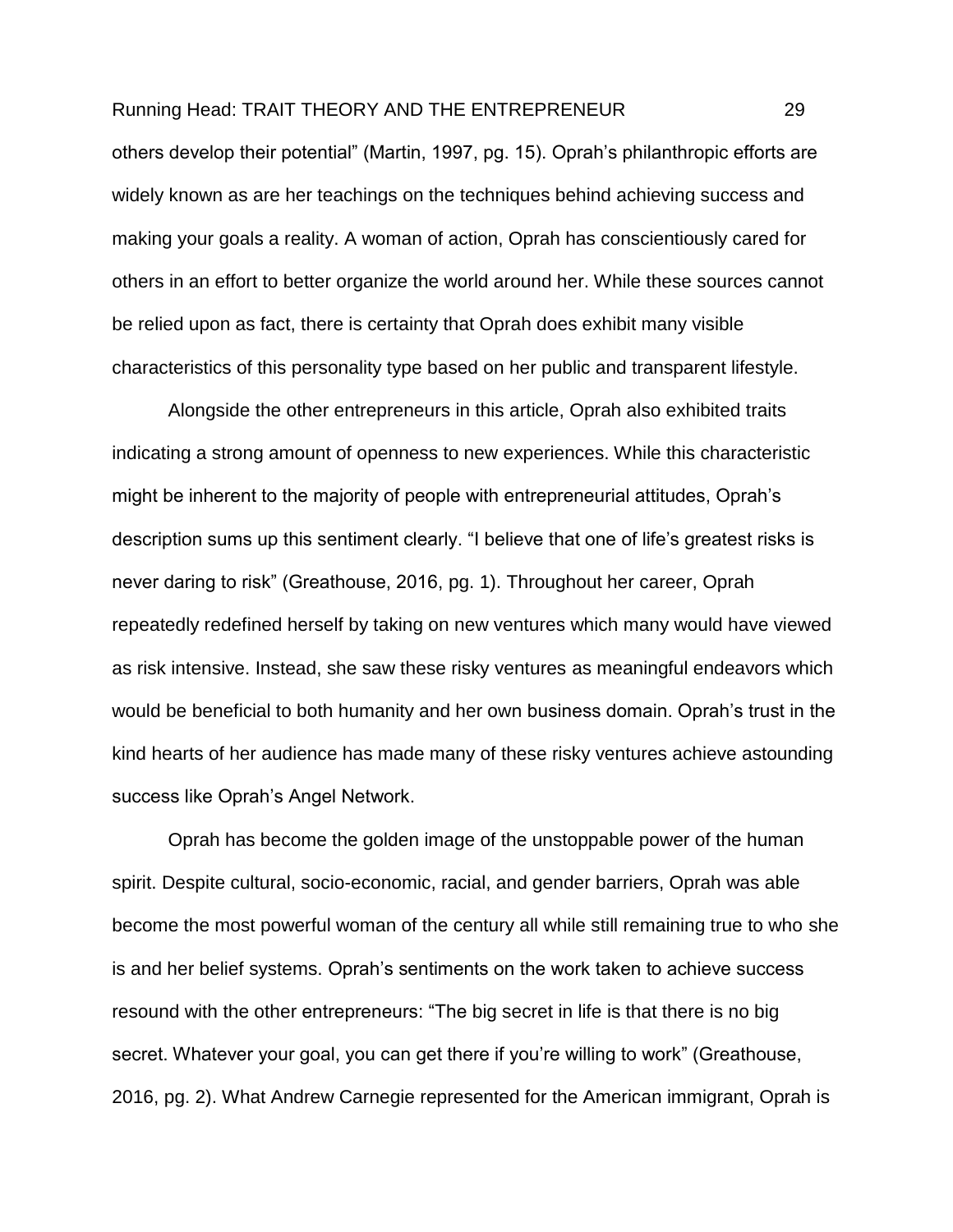others develop their potential" (Martin, 1997, pg. 15). Oprah's philanthropic efforts are widely known as are her teachings on the techniques behind achieving success and making your goals a reality. A woman of action, Oprah has conscientiously cared for others in an effort to better organize the world around her. While these sources cannot be relied upon as fact, there is certainty that Oprah does exhibit many visible characteristics of this personality type based on her public and transparent lifestyle.

Alongside the other entrepreneurs in this article, Oprah also exhibited traits indicating a strong amount of openness to new experiences. While this characteristic might be inherent to the majority of people with entrepreneurial attitudes, Oprah's description sums up this sentiment clearly. "I believe that one of life's greatest risks is never daring to risk" (Greathouse, 2016, pg. 1). Throughout her career, Oprah repeatedly redefined herself by taking on new ventures which many would have viewed as risk intensive. Instead, she saw these risky ventures as meaningful endeavors which would be beneficial to both humanity and her own business domain. Oprah's trust in the kind hearts of her audience has made many of these risky ventures achieve astounding success like Oprah's Angel Network.

Oprah has become the golden image of the unstoppable power of the human spirit. Despite cultural, socio-economic, racial, and gender barriers, Oprah was able become the most powerful woman of the century all while still remaining true to who she is and her belief systems. Oprah's sentiments on the work taken to achieve success resound with the other entrepreneurs: "The big secret in life is that there is no big secret. Whatever your goal, you can get there if you're willing to work" (Greathouse, 2016, pg. 2). What Andrew Carnegie represented for the American immigrant, Oprah is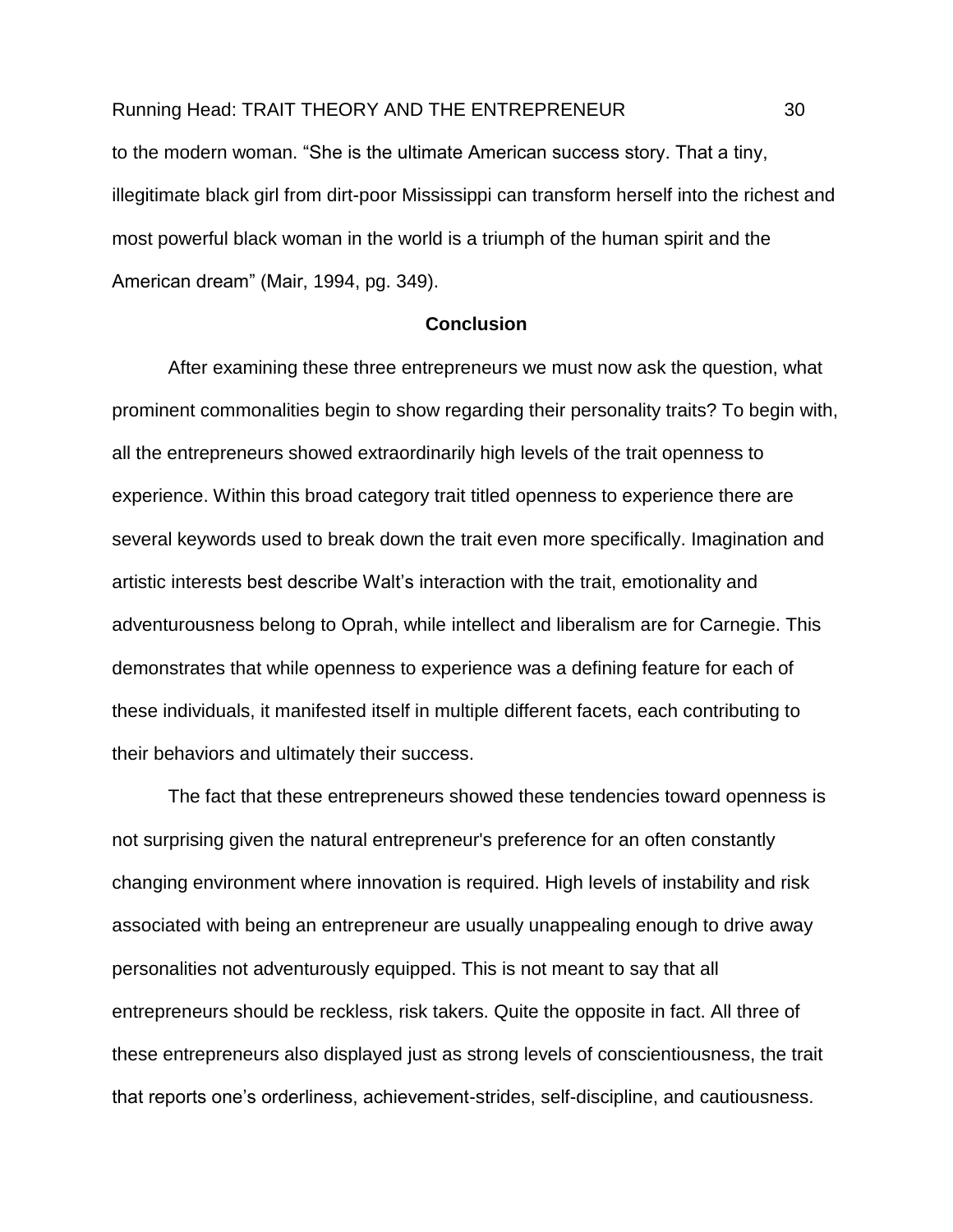to the modern woman. “She is the ultimate American success story. That a tiny, illegitimate black girl from dirt-poor Mississippi can transform herself into the richest and most powerful black woman in the world is a triumph of the human spirit and the American dream” (Mair, 1994, pg. 349).

## Conclusion

After examining these three entrepreneurs we must now ask the question, what prominent commonalities begin to show regarding their personality traits? To begin with, all the entrepreneurs showed extraordinarily high levels of the trait openness to experience. Within this broad category trait titled openness to experience there are several keywords used to break down the trait even more specifically. Imagination and artistic interests best describe Walt’s interaction with the trait, emotionality and adventurousness belong to Oprah, while intellect and liberalism are for Carnegie. This demonstrates that while openness to experience was a defining feature for each of these individuals, it manifested itself in multiple different facets, each contributing to their behaviors and ultimately their success.

The fact that these entrepreneurs showed these tendencies toward openness is not surprising given the natural entrepreneur's preference for an often constantly changing environment where innovation is required. High levels of instability and risk associated with being an entrepreneur are usually unappealing enough to drive away personalities not adventurously equipped. This is not meant to say that all entrepreneurs should be reckless, risk takers. Quite the opposite in fact. All three of these entrepreneurs also displayed just as strong levels of conscientiousness, the trait that reports one’s orderliness, achievement-strides, self-discipline, and cautiousness.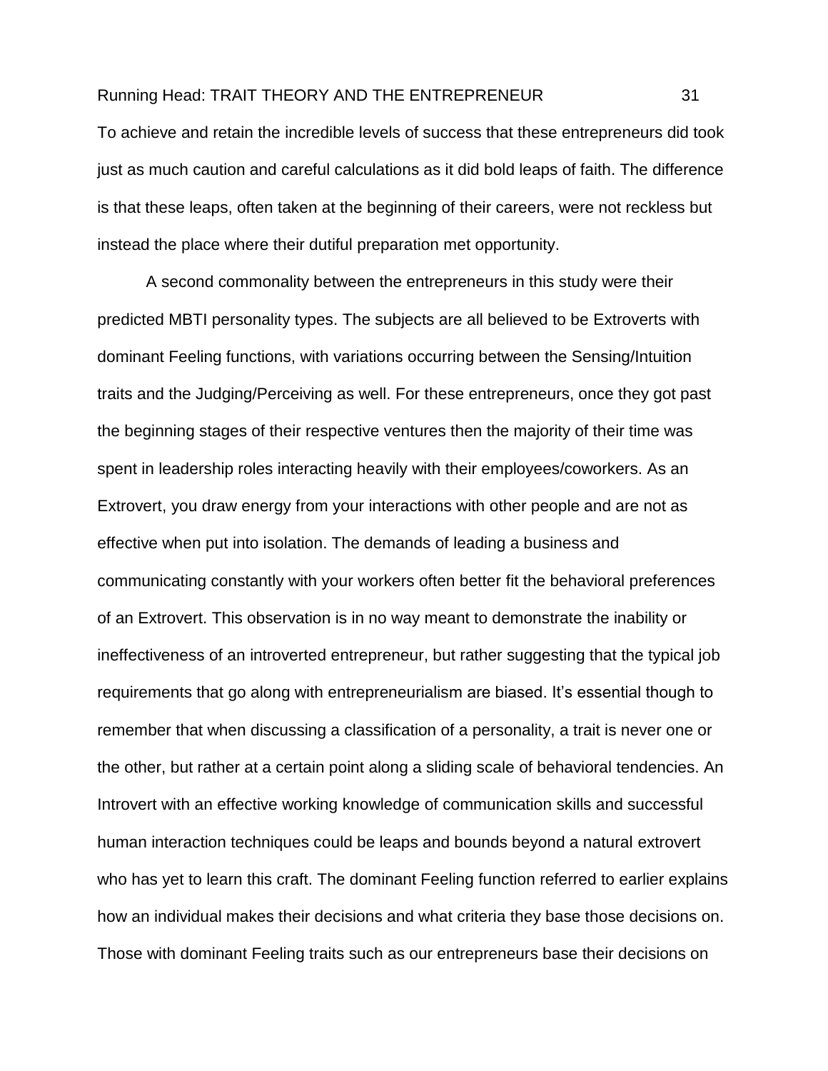To achieve and retain the incredible levels of success that these entrepreneurs did took just as much caution and careful calculations as it did bold leaps of faith. The difference is that these leaps, often taken at the beginning of their careers, were not reckless but instead the place where their dutiful preparation met opportunity.

A second commonality between the entrepreneurs in this study were their predicted MBTI personality types. The subjects are all believed to be Extroverts with dominant Feeling functions, with variations occurring between the Sensing/Intuition traits and the Judging/Perceiving as well. For these entrepreneurs, once they got past the beginning stages of their respective ventures then the majority of their time was spent in leadership roles interacting heavily with their employees/coworkers. As an Extrovert, you draw energy from your interactions with other people and are not as effective when put into isolation. The demands of leading a business and communicating constantly with your workers often better fit the behavioral preferences of an Extrovert. This observation is in no way meant to demonstrate the inability or ineffectiveness of an introverted entrepreneur, but rather suggesting that the typical job requirements that go along with entrepreneurialism are biased. It's essential though to remember that when discussing a classification of a personality, a trait is never one or the other, but rather at a certain point along a sliding scale of behavioral tendencies. An Introvert with an effective working knowledge of communication skills and successful human interaction techniques could be leaps and bounds beyond a natural extrovert who has yet to learn this craft. The dominant Feeling function referred to earlier explains how an individual makes their decisions and what criteria they base those decisions on. Those with dominant Feeling traits such as our entrepreneurs base their decisions on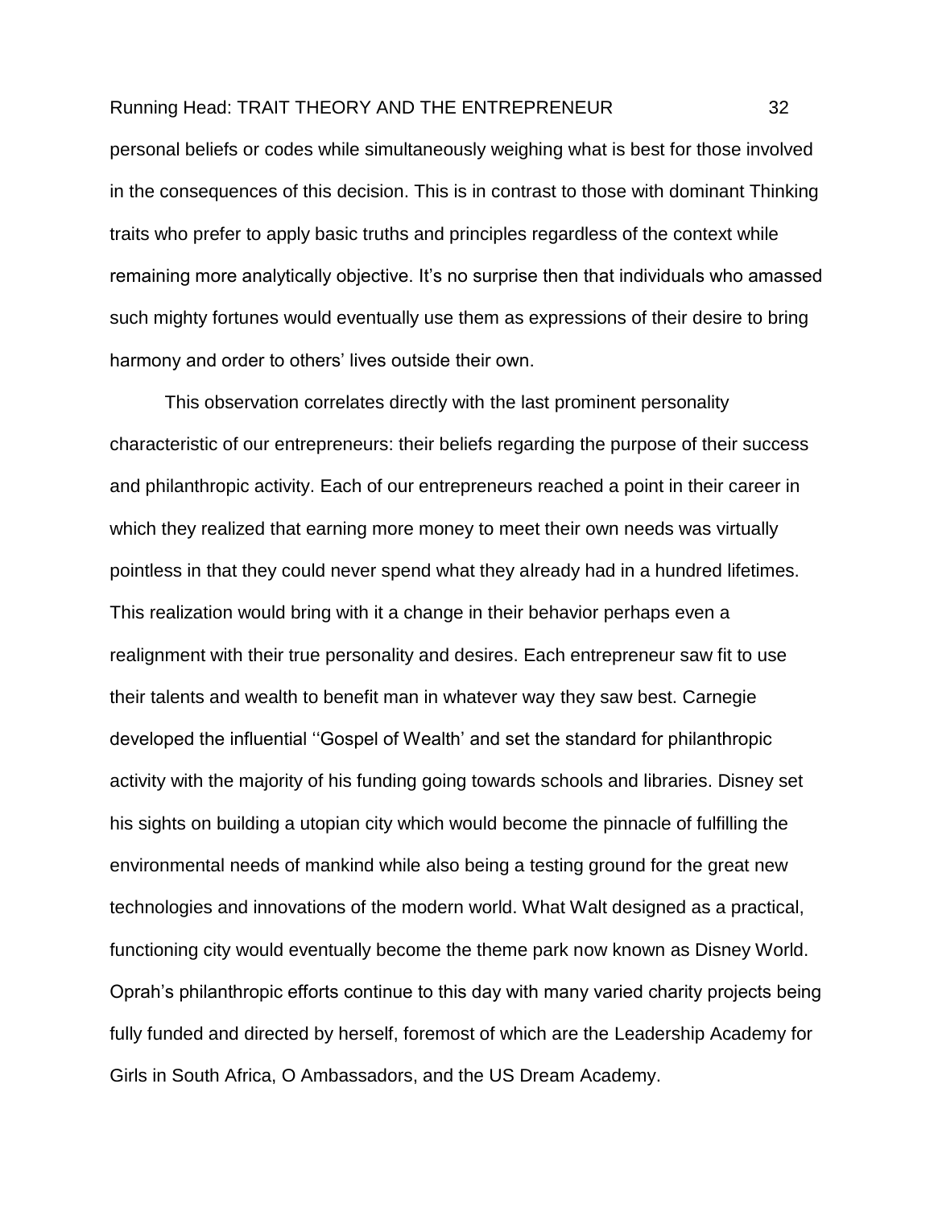personal beliefs or codes while simultaneously weighing what is best for those involved in the consequences of this decision. This is in contrast to those with dominant Thinking traits who prefer to apply basic truths and principles regardless of the context while remaining more analytically objective. It's no surprise then that individuals who amassed such mighty fortunes would eventually use them as expressions of their desire to bring harmony and order to others' lives outside their own.

This observation correlates directly with the last prominent personality characteristic of our entrepreneurs: their beliefs regarding the purpose of their success and philanthropic activity. Each of our entrepreneurs reached a point in their career in which they realized that earning more money to meet their own needs was virtually pointless in that they could never spend what they already had in a hundred lifetimes. This realization would bring with it a change in their behavior perhaps even a realignment with their true personality and desires. Each entrepreneur saw fit to use their talents and wealth to benefit man in whatever way they saw best. Carnegie developed the influential ''Gospel of Wealth' and set the standard for philanthropic activity with the majority of his funding going towards schools and libraries. Disney set his sights on building a utopian city which would become the pinnacle of fulfilling the environmental needs of mankind while also being a testing ground for the great new technologies and innovations of the modern world. What Walt designed as a practical, functioning city would eventually become the theme park now known as Disney World. Oprah's philanthropic efforts continue to this day with many varied charity projects being fully funded and directed by herself, foremost of which are the Leadership Academy for Girls in South Africa, O Ambassadors, and the US Dream Academy.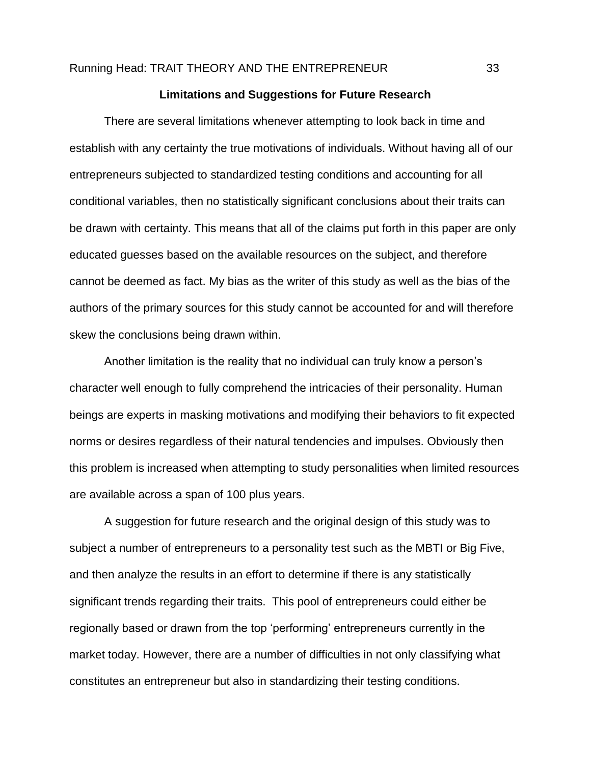## Limitations and Suggestions for Future Research

There are several limitations whenever attempting to look back in time and establish with any certainty the true motivations of individuals. Without having all of our entrepreneurs subjected to standardized testing conditions and accounting for all conditional variables, then no statistically significant conclusions about their traits can be drawn with certainty. This means that all of the claims put forth in this paper are only educated guesses based on the available resources on the subject, and therefore cannot be deemed as fact. My bias as the writer of this study as well as the bias of the authors of the primary sources for this study cannot be accounted for and will therefore skew the conclusions being drawn within.

Another limitation is the reality that no individual can truly know a person's character well enough to fully comprehend the intricacies of their personality. Human beings are experts in masking motivations and modifying their behaviors to fit expected norms or desires regardless of their natural tendencies and impulses. Obviously then this problem is increased when attempting to study personalities when limited resources are available across a span of 100 plus years.

A suggestion for future research and the original design of this study was to subject a number of entrepreneurs to a personality test such as the MBTI or Big Five, and then analyze the results in an effort to determine if there is any statistically significant trends regarding their traits. This pool of entrepreneurs could either be regionally based or drawn from the top 'performing' entrepreneurs currently in the market today. However, there are a number of difficulties in not only classifying what constitutes an entrepreneur but also in standardizing their testing conditions.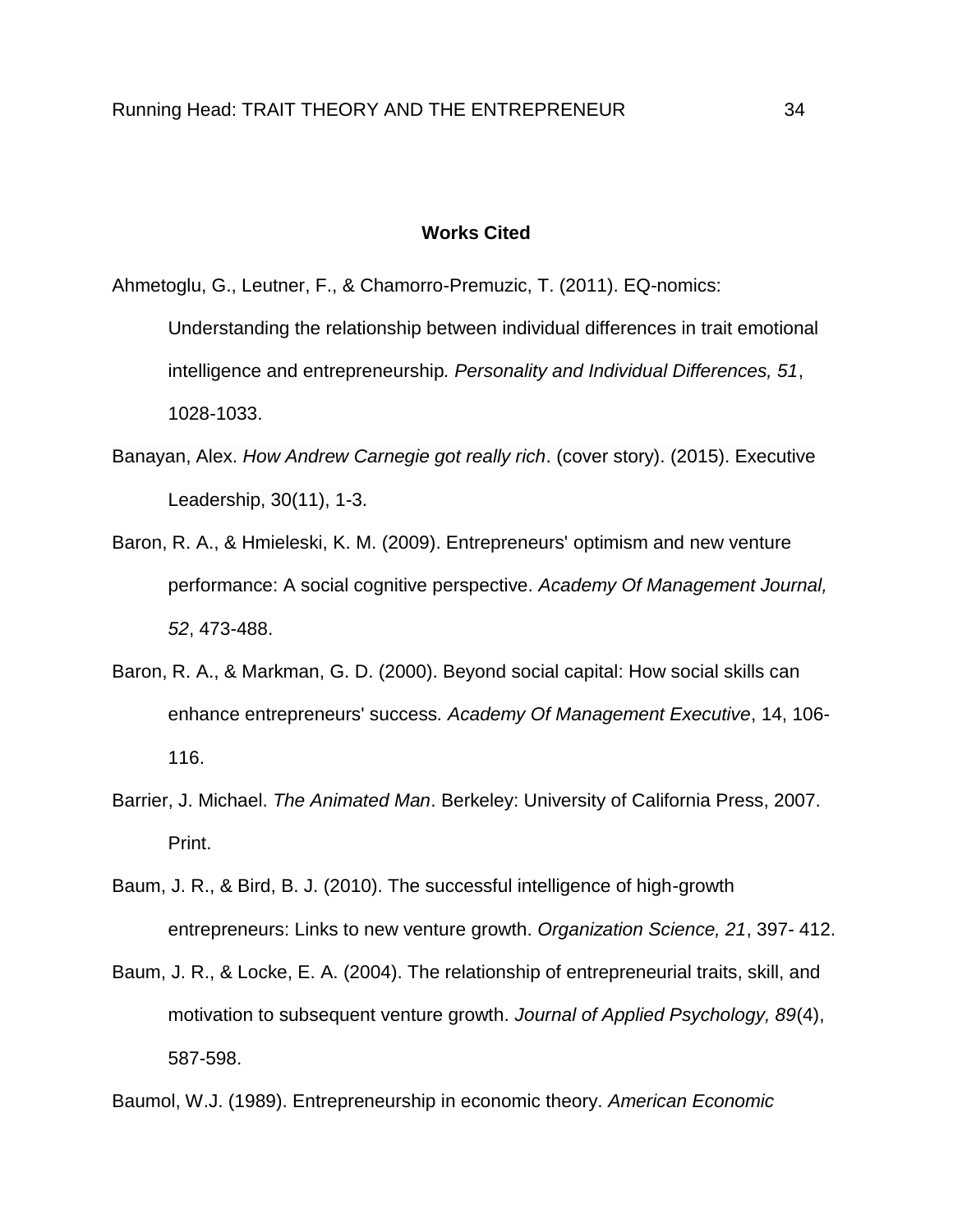**Works Cited**

Ahmetoglu, G., Leutner, F., & Chamorro-Premuzic, T. (2011). EQ-nomics: Understanding the relationship between individual differences in trait emotional intelligence and entrepreneurship. *Personality and Individual Differences, 51*, 1028-1033.

Banayan, Alex. *How Andrew Carnegie got really rich*. (cover story). (2015). Executive Leadership, 30(11), 1-3.

Baron, R. A., & Hmieleski, K. M. (2009). Entrepreneurs' optimism and new venture performance: A social cognitive perspective. *Academy Of Management Journal, 52*, 473-488.

Baron, R. A., & Markman, G. D. (2000). Beyond social capital: How social skills can enhance entrepreneurs' success. *Academy Of Management Executive*, 14, 106-116.

Barrier, J. Michael. *The Animated Man*. Berkeley: University of California Press, 2007. Print.

Baum, J. R., & Bird, B. J. (2010). The successful intelligence of high-growth entrepreneurs: Links to new venture growth. *Organization Science, 21*, 397- 412.

Baum, J. R., & Locke, E. A. (2004). The relationship of entrepreneurial traits, skill, and motivation to subsequent venture growth. *Journal of Applied Psychology, 89*(4), 587-598.

Baumol, W.J. (1989). Entrepreneurship in economic theory. *American Economic*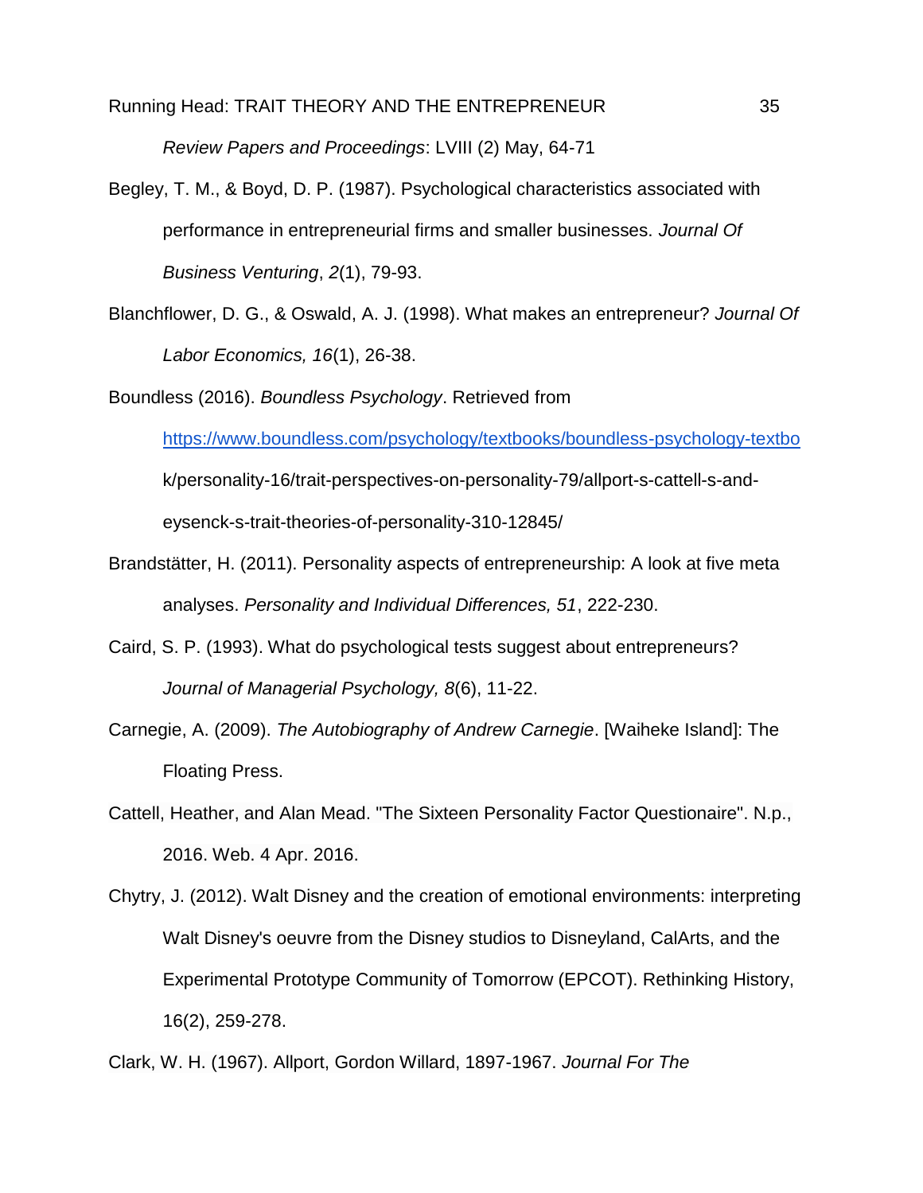*Review Papers and Proceedings*: LVIII (2) May, 64-71

Begley, T. M., & Boyd, D. P. (1987). Psychological characteristics associated with performance in entrepreneurial firms and smaller businesses. *Journal Of Business Venturing*, *2*(1), 79-93.

Blanchflower, D. G., & Oswald, A. J. (1998). What makes an entrepreneur? *Journal Of Labor Economics, 16*(1), 26-38.

Boundless (2016). *Boundless Psychology*. Retrieved from https://www.boundless.com/psychology/textbooks/boundless-psychology-textbook/personality-16/trait-perspectives-on-personality-79/allport-s-cattell-s-and-eysenck-s-trait-theories-of-personality-310-12845/

Brandstätter, H. (2011). Personality aspects of entrepreneurship: A look at five meta analyses. *Personality and Individual Differences, 51*, 222-230.

Caird, S. P. (1993). What do psychological tests suggest about entrepreneurs? *Journal of Managerial Psychology, 8*(6), 11-22.

Carnegie, A. (2009). *The Autobiography of Andrew Carnegie*. [Waiheke Island]: The Floating Press.

Cattell, Heather, and Alan Mead. "The Sixteen Personality Factor Questionaire". N.p., 2016. Web. 4 Apr. 2016.

Chytry, J. (2012). Walt Disney and the creation of emotional environments: interpreting Walt Disney's oeuvre from the Disney studios to Disneyland, CalArts, and the Experimental Prototype Community of Tomorrow (EPCOT). Rethinking History, 16(2), 259-278.

Clark, W. H. (1967). Allport, Gordon Willard, 1897-1967. *Journal For The*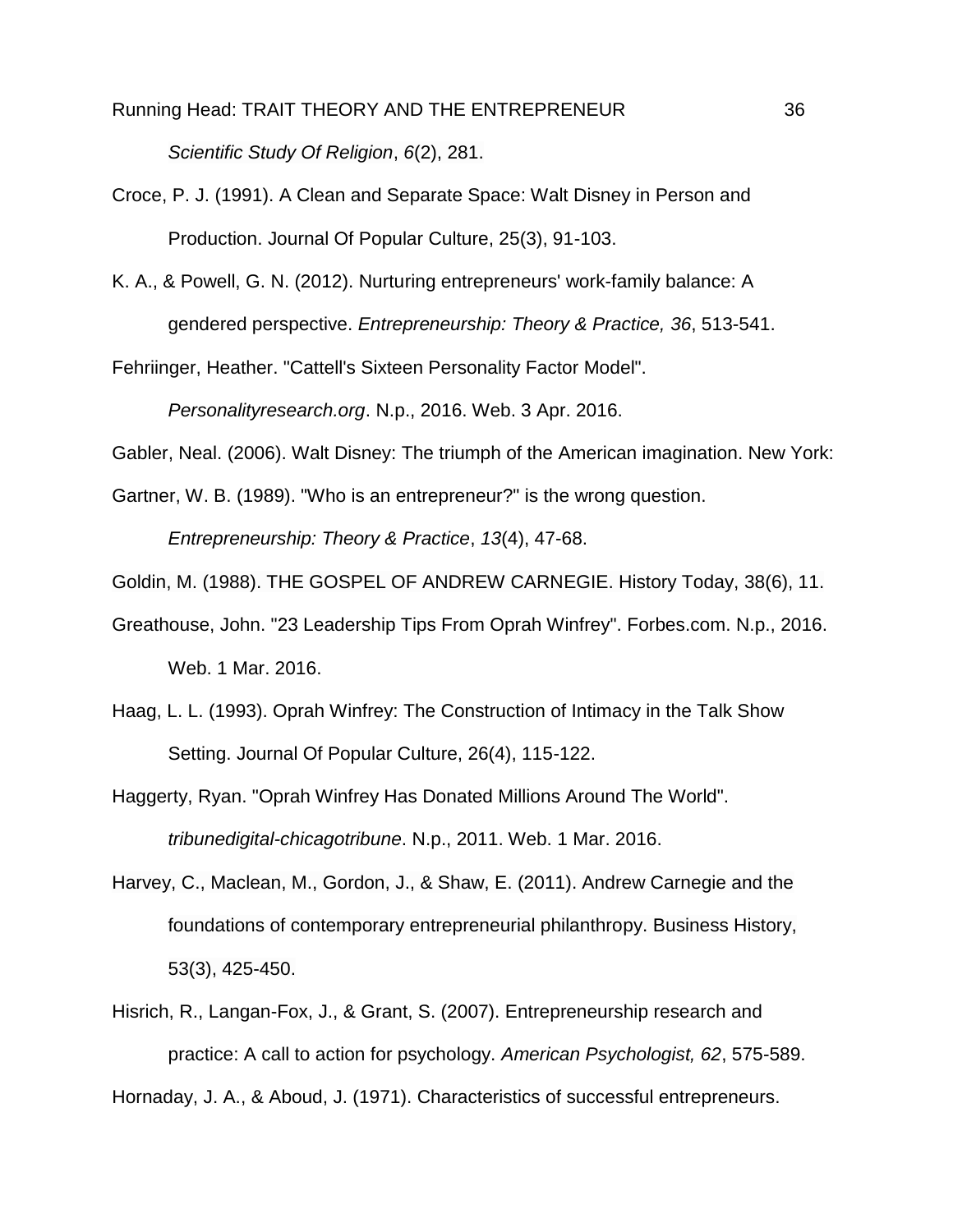*Scientific Study Of Religion*, *6*(2), 281.

Croce, P. J. (1991). A Clean and Separate Space: Walt Disney in Person and Production. Journal Of Popular Culture, 25(3), 91-103.

K. A., & Powell, G. N. (2012). Nurturing entrepreneurs' work-family balance: A gendered perspective. *Entrepreneurship: Theory & Practice, 36*, 513-541.

Fehriinger, Heather. "Cattell's Sixteen Personality Factor Model". *Personalityresearch.org*. N.p., 2016. Web. 3 Apr. 2016.

Gabler, Neal. (2006). Walt Disney: The triumph of the American imagination. New York:

Gartner, W. B. (1989). "Who is an entrepreneur?" is the wrong question. *Entrepreneurship: Theory & Practice*, *13*(4), 47-68.

Goldin, M. (1988). THE GOSPEL OF ANDREW CARNEGIE. History Today, 38(6), 11.

Greathouse, John. "23 Leadership Tips From Oprah Winfrey". Forbes.com. N.p., 2016. Web. 1 Mar. 2016.

Haag, L. L. (1993). Oprah Winfrey: The Construction of Intimacy in the Talk Show Setting. Journal Of Popular Culture, 26(4), 115-122.

Haggerty, Ryan. "Oprah Winfrey Has Donated Millions Around The World". *tribunedigital-chicagotribune*. N.p., 2011. Web. 1 Mar. 2016.

Harvey, C., Maclean, M., Gordon, J., & Shaw, E. (2011). Andrew Carnegie and the foundations of contemporary entrepreneurial philanthropy. Business History, 53(3), 425-450.

Hisrich, R., Langan-Fox, J., & Grant, S. (2007). Entrepreneurship research and practice: A call to action for psychology. *American Psychologist, 62*, 575-589.

Hornaday, J. A., & Aboud, J. (1971). Characteristics of successful entrepreneurs.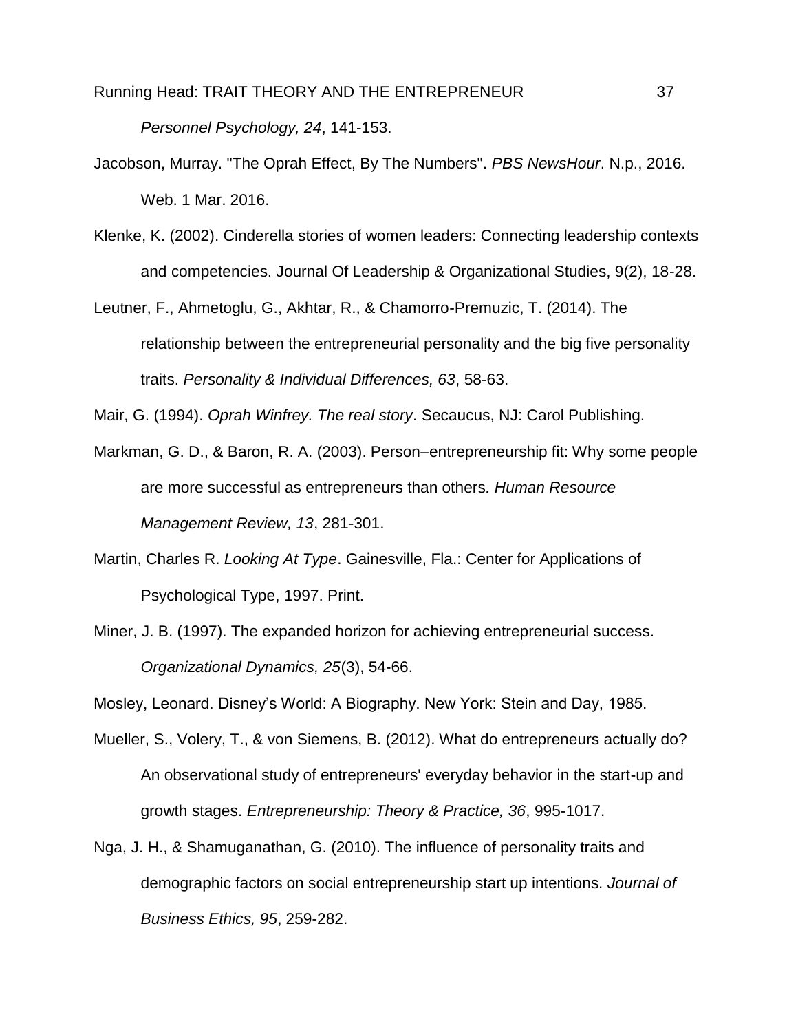*Personnel Psychology, 24*, 141-153.

Jacobson, Murray. "The Oprah Effect, By The Numbers". *PBS NewsHour*. N.p., 2016. Web. 1 Mar. 2016.

Klenke, K. (2002). Cinderella stories of women leaders: Connecting leadership contexts and competencies. Journal Of Leadership & Organizational Studies, 9(2), 18-28.

Leutner, F., Ahmetoglu, G., Akhtar, R., & Chamorro-Premuzic, T. (2014). The relationship between the entrepreneurial personality and the big five personality traits. *Personality & Individual Differences, 63*, 58-63.

Mair, G. (1994). *Oprah Winfrey. The real story*. Secaucus, NJ: Carol Publishing.

Markman, G. D., & Baron, R. A. (2003). Person–entrepreneurship fit: Why some people are more successful as entrepreneurs than others. *Human Resource Management Review, 13*, 281-301.

Martin, Charles R. *Looking At Type*. Gainesville, Fla.: Center for Applications of Psychological Type, 1997. Print.

Miner, J. B. (1997). The expanded horizon for achieving entrepreneurial success. *Organizational Dynamics, 25*(3), 54-66.

Mosley, Leonard. Disney's World: A Biography. New York: Stein and Day, 1985.

Mueller, S., Volery, T., & von Siemens, B. (2012). What do entrepreneurs actually do? An observational study of entrepreneurs' everyday behavior in the start-up and growth stages. *Entrepreneurship: Theory & Practice, 36*, 995-1017.

Nga, J. H., & Shamuganathan, G. (2010). The influence of personality traits and demographic factors on social entrepreneurship start up intentions. *Journal of Business Ethics, 95*, 259-282.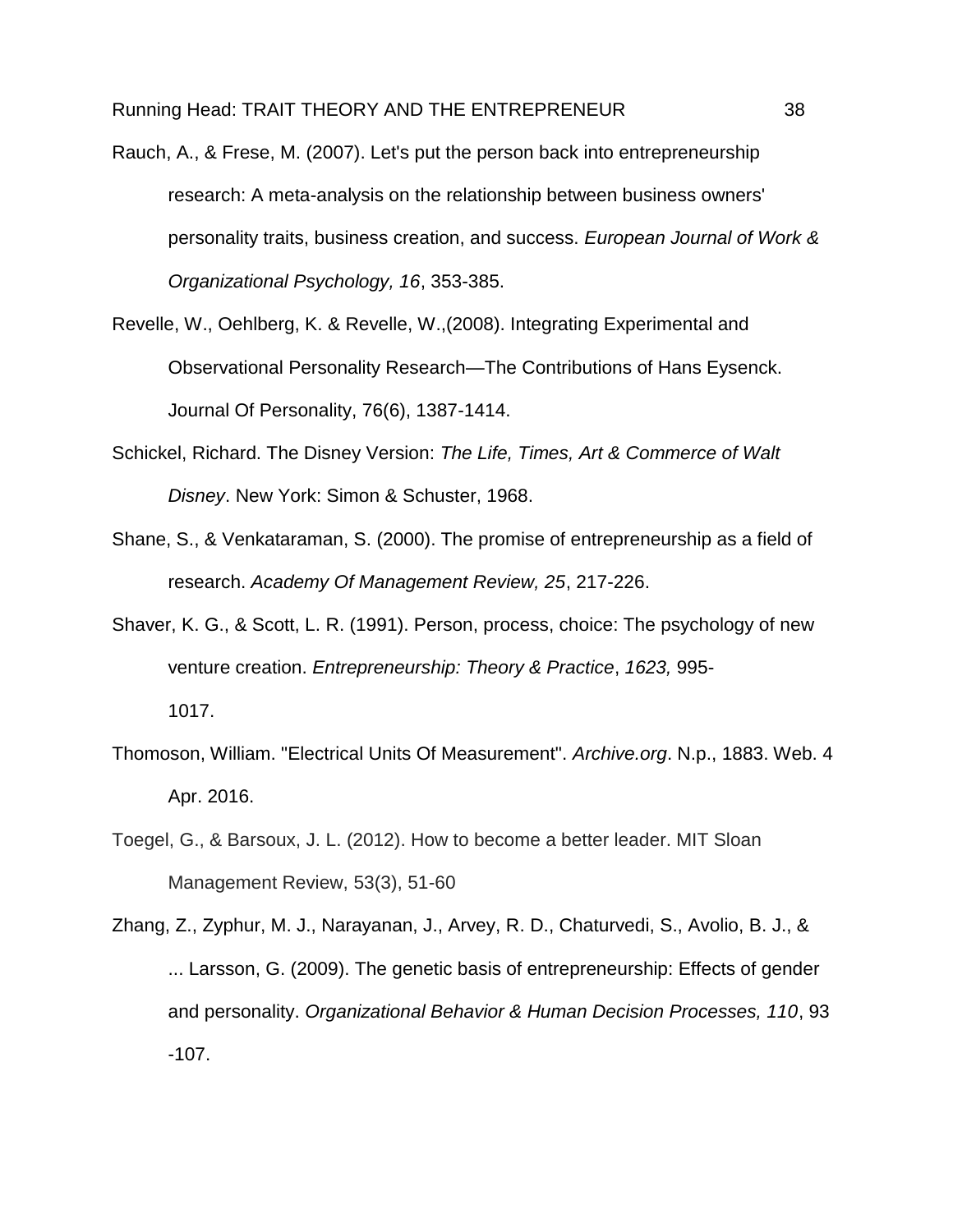Rauch, A., & Frese, M. (2007). Let's put the person back into entrepreneurship research: A meta-analysis on the relationship between business owners' personality traits, business creation, and success. *European Journal of Work & Organizational Psychology, 16*, 353-385.

Revelle, W., Oehlberg, K. & Revelle, W.,(2008). Integrating Experimental and Observational Personality Research—The Contributions of Hans Eysenck. Journal Of Personality, 76(6), 1387-1414.

Schickel, Richard. The Disney Version: *The Life, Times, Art & Commerce of Walt Disney*. New York: Simon & Schuster, 1968.

Shane, S., & Venkataraman, S. (2000). The promise of entrepreneurship as a field of research. *Academy Of Management Review, 25*, 217-226.

Shaver, K. G., & Scott, L. R. (1991). Person, process, choice: The psychology of new venture creation. *Entrepreneurship: Theory & Practice*, *1623,* 995-1017.

Thomoson, William. "Electrical Units Of Measurement". *Archive.org*. N.p., 1883. Web. 4 Apr. 2016.

Toegel, G., & Barsoux, J. L. (2012). How to become a better leader. MIT Sloan Management Review, 53(3), 51-60

Zhang, Z., Zyphur, M. J., Narayanan, J., Arvey, R. D., Chaturvedi, S., Avolio, B. J., & ... Larsson, G. (2009). The genetic basis of entrepreneurship: Effects of gender and personality. *Organizational Behavior & Human Decision Processes, 110*, 93 -107.